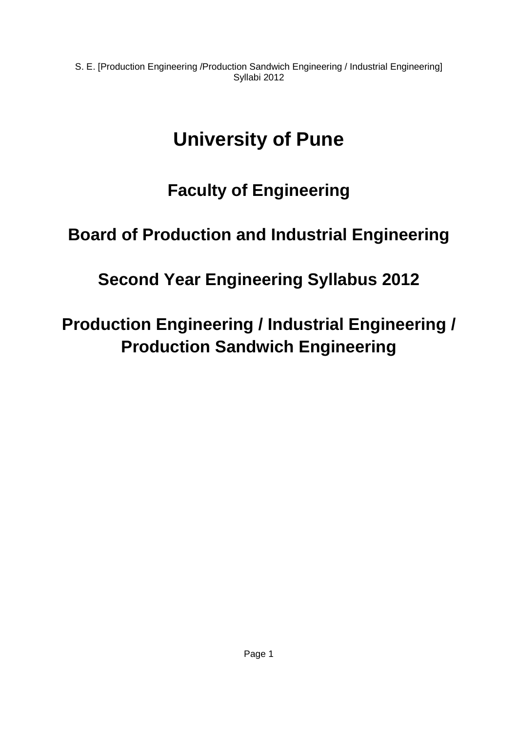# University of Pune

## Faculty of Engineering

## Board of Production and Industrial Engineering

## Second Year Engineering Syllabus 2012

## Production Engineering / Industrial Engineering / Production Sandwich Engineering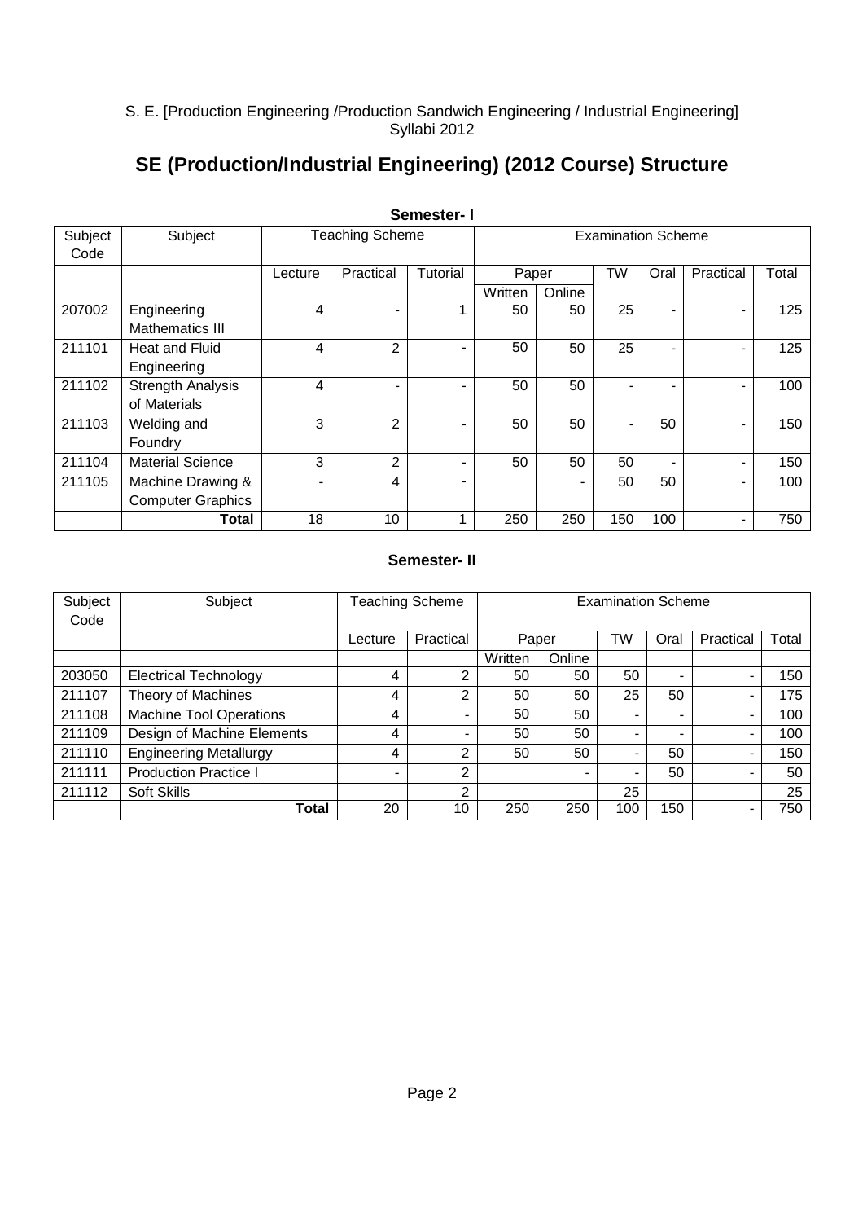S. E. [Production Engineering /Production Sandwich Engineering / Industrial Engineering] Syllabi 2012

# SE (Production/Industrial Engineering) (2012 Course) Structure

## Semester- I

| Subject Code | Subject | Teaching Scheme | | | Examination Scheme | | | | | |
|---|---|---|---|---|---|---|---|---|---|---|
| | | Lecture | Practical | Tutorial | Paper | | TW | Oral | Practical | Total |
| | | | | | Written | Online | | | | |
| 207002 | Engineering Mathematics III | 4 | - | 1 | 50 | 50 | 25 | - | - | 125 |
| 211101 | Heat and Fluid Engineering | 4 | 2 | - | 50 | 50 | 25 | - | - | 125 |
| 211102 | Strength Analysis of Materials | 4 | - | - | 50 | 50 | - | - | - | 100 |
| 211103 | Welding and Foundry | 3 | 2 | - | 50 | 50 | - | 50 | - | 150 |
| 211104 | Material Science | 3 | 2 | - | 50 | 50 | 50 | - | - | 150 |
| 211105 | Machine Drawing & Computer Graphics | - | 4 | - | | - | 50 | 50 | - | 100 |
| | **Total** | 18 | 10 | 1 | 250 | 250 | 150 | 100 | - | 750 |

## Semester- II

| Subject Code | Subject | Teaching Scheme | | Examination Scheme | | | | | |
|---|---|---|---|---|---|---|---|---|---|
| | | Lecture | Practical | Paper | | TW | Oral | Practical | Total |
| | | | | Written | Online | | | | |
| 203050 | Electrical Technology | 4 | 2 | 50 | 50 | 50 | - | - | 150 |
| 211107 | Theory of Machines | 4 | 2 | 50 | 50 | 25 | 50 | - | 175 |
| 211108 | Machine Tool Operations | 4 | - | 50 | 50 | - | - | - | 100 |
| 211109 | Design of Machine Elements | 4 | - | 50 | 50 | - | - | - | 100 |
| 211110 | Engineering Metallurgy | 4 | 2 | 50 | 50 | - | 50 | - | 150 |
| 211111 | Production Practice I | - | 2 | | - | - | 50 | - | 50 |
| 211112 | Soft Skills | | 2 | | | 25 | | | 25 |
| | **Total** | 20 | 10 | 250 | 250 | 100 | 150 | - | 750 |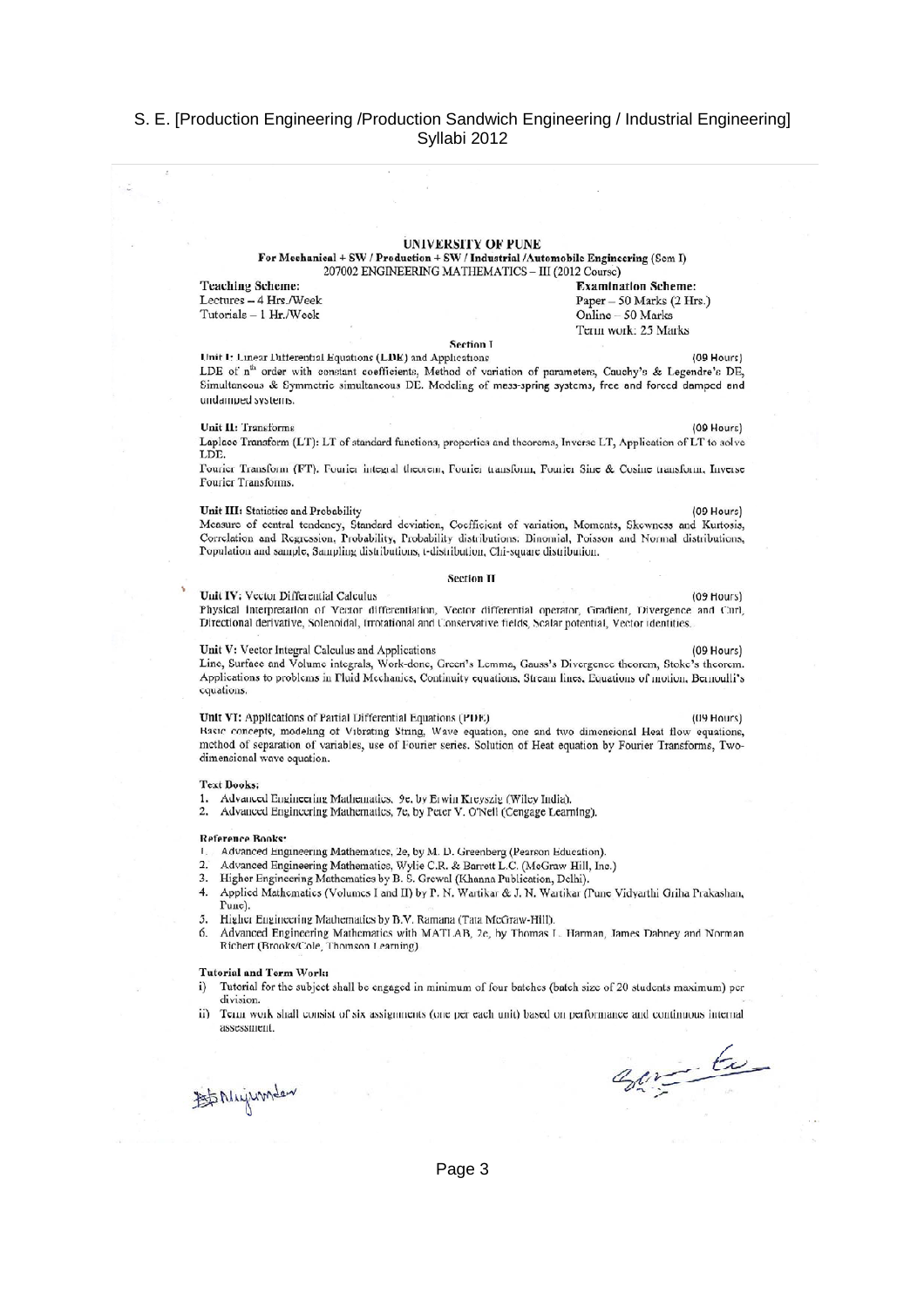S. E. [Production Engineering /Production Sandwich Engineering / Industrial Engineering] Syllabi 2012

## UNIVERSITY OF PUNE

**For Mechanical + SW / Production + SW / Industrial /Automobile Engineering (Sem I)**

207002 ENGINEERING MATHEMATICS – III (2012 Course)

| **Teaching Scheme:** | **Examination Scheme:** |
|---|---|
| Lectures – 4 Hrs./Week | Paper – 50 Marks (2 Hrs.) |
| Tutorials – 1 Hr./Week | Online – 50 Marks |
| | Term work: 25 Marks |

### Section I

**Unit I:** Linear Differential Equations (**LDE**) and Applications (09 Hours)

LDE of $n^{th}$ order with constant coefficients, Method of variation of parameters, Cauchy's & Legendre's DE, Simultaneous & Symmetric simultaneous DE. Modeling of mass-spring systems, free and forced damped and undamped systems.

**Unit II:** Transforms (09 Hours)

Laplace Transform (LT): LT of standard functions, properties and theorems, Inverse LT, Application of LT to solve LDE.

Fourier Transform (FT): Fourier integral theorem, Fourier transform, Fourier Sine & Cosine transform, Inverse Fourier Transforms.

**Unit III:** Statistics and Probability (09 Hours)

Measure of central tendency, Standard deviation, Coefficient of variation, Moments, Skewness and Kurtosis, Correlation and Regression, Probability, Probability distributions, Binomial, Poisson and Normal distributions, Population and sample, Sampling distributions, t-distribution, Chi-square distribution.

### Section II

**Unit IV:** Vector Differential Calculus (09 Hours)

Physical Interpretation of Vector differentiation, Vector differential operator, Gradient, Divergence and Curl, Directional derivative, Solenoidal, Irrotational and Conservative fields, Scalar potential, Vector identities.

**Unit V:** Vector Integral Calculus and Applications (09 Hours)

Line, Surface and Volume integrals, Work-done, Green's Lemma, Gauss's Divergence theorem, Stoke's theorem. Applications to problems in Fluid Mechanics, Continuity equations, Stream lines, Equations of motion, Bernoulli's equations.

**Unit VI:** Applications of Partial Differential Equations (PDE) (09 Hours)

Basic concepts, modeling of Vibrating String, Wave equation, one and two dimensional Heat flow equations, method of separation of variables, use of Fourier series. Solution of Heat equation by Fourier Transforms, Two-dimensional wave equation.

**Text Books:**

1. Advanced Engineering Mathematics, 9e, by Erwin Kreyszig (Wiley India).
2. Advanced Engineering Mathematics, 7e, by Peter V. O'Neil (Cengage Learning).

**Reference Books:**

1. Advanced Engineering Mathematics, 2e, by M. D. Greenberg (Pearson Education).
2. Advanced Engineering Mathematics, Wylie C.R. & Barrett L.C. (McGraw Hill, Inc.)
3. Higher Engineering Mathematics by B. S. Grewal (Khanna Publication, Delhi).
4. Applied Mathematics (Volumes I and II) by P. N. Wartikar & J. N. Wartikar (Pune Vidyarthi Griha Prakashan, Pune).
5. Higher Engineering Mathematics by B.V. Ramana (Tata McGraw-Hill).
6. Advanced Engineering Mathematics with MATLAB, 2e, by Thomas L. Harman, James Dabney and Norman Richert (Brooks/Cole, Thomson Learning).

**Tutorial and Term Work:**

i) Tutorial for the subject shall be engaged in minimum of four batches (batch size of 20 students maximum) per division.

ii) Term work shall consist of six assignments (one per each unit) based on performance and continuous internal assessment.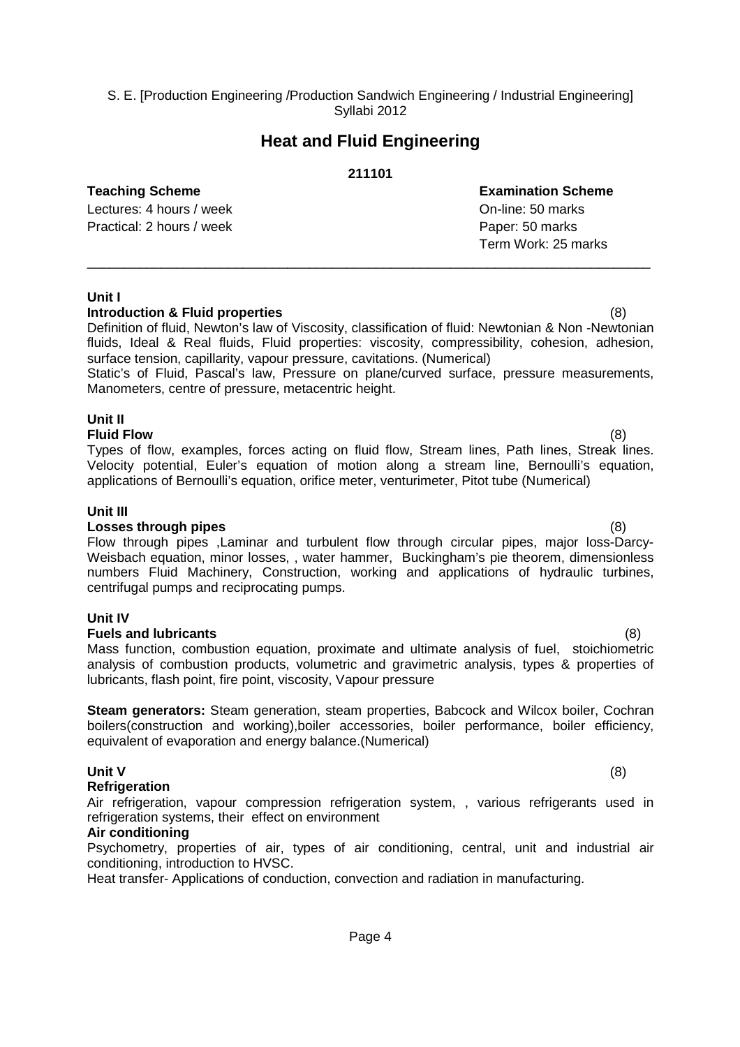S. E. [Production Engineering /Production Sandwich Engineering / Industrial Engineering]
Syllabi 2012

# Heat and Fluid Engineering

**211101**

| **Teaching Scheme** | **Examination Scheme** |
|---|---|
| Lectures: 4 hours / week | On-line: 50 marks |
| Practical: 2 hours / week | Paper: 50 marks |
| | Term Work: 25 marks |

---

**Unit I**

**Introduction & Fluid properties** (8)

Definition of fluid, Newton's law of Viscosity, classification of fluid: Newtonian & Non -Newtonian fluids, Ideal & Real fluids, Fluid properties: viscosity, compressibility, cohesion, adhesion, surface tension, capillarity, vapour pressure, cavitations. (Numerical)

Static's of Fluid, Pascal's law, Pressure on plane/curved surface, pressure measurements, Manometers, centre of pressure, metacentric height.

**Unit II**

**Fluid Flow** (8)

Types of flow, examples, forces acting on fluid flow, Stream lines, Path lines, Streak lines. Velocity potential, Euler's equation of motion along a stream line, Bernoulli's equation, applications of Bernoulli's equation, orifice meter, venturimeter, Pitot tube (Numerical)

**Unit III**

**Losses through pipes** (8)

Flow through pipes ,Laminar and turbulent flow through circular pipes, major loss-Darcy-Weisbach equation, minor losses, , water hammer, Buckingham's pie theorem, dimensionless numbers Fluid Machinery, Construction, working and applications of hydraulic turbines, centrifugal pumps and reciprocating pumps.

**Unit IV**

**Fuels and lubricants** (8)

Mass function, combustion equation, proximate and ultimate analysis of fuel, stoichiometric analysis of combustion products, volumetric and gravimetric analysis, types & properties of lubricants, flash point, fire point, viscosity, Vapour pressure

**Steam generators:** Steam generation, steam properties, Babcock and Wilcox boiler, Cochran boilers(construction and working),boiler accessories, boiler performance, boiler efficiency, equivalent of evaporation and energy balance.(Numerical)

**Unit V** (8)

**Refrigeration**

Air refrigeration, vapour compression refrigeration system, , various refrigerants used in refrigeration systems, their effect on environment

**Air conditioning**

Psychometry, properties of air, types of air conditioning, central, unit and industrial air conditioning, introduction to HVSC.

Heat transfer- Applications of conduction, convection and radiation in manufacturing.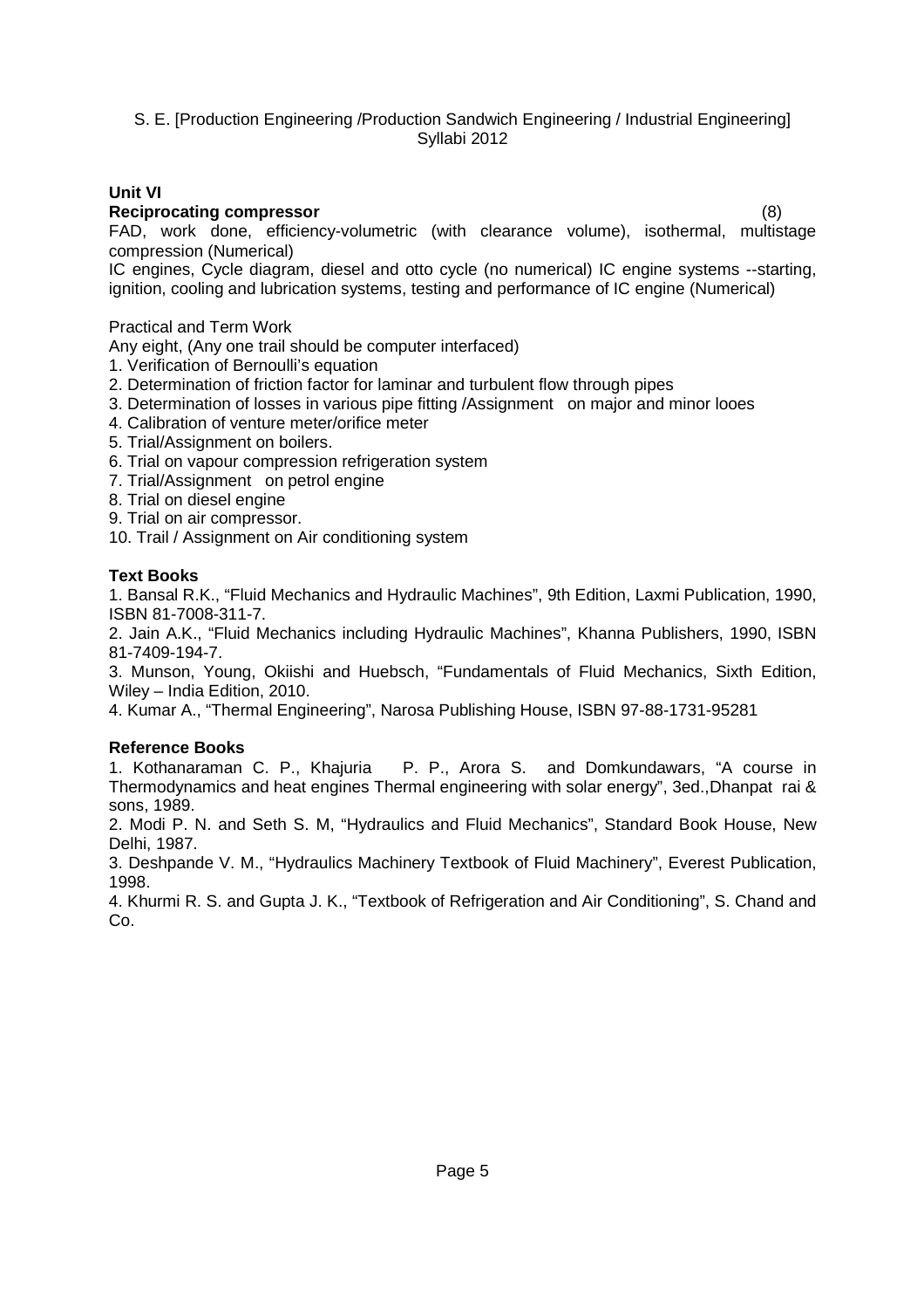## Unit VI

**Reciprocating compressor** (8)

FAD, work done, efficiency-volumetric (with clearance volume), isothermal, multistage compression (Numerical)

IC engines, Cycle diagram, diesel and otto cycle (no numerical) IC engine systems --starting, ignition, cooling and lubrication systems, testing and performance of IC engine (Numerical)

Practical and Term Work

Any eight, (Any one trail should be computer interfaced)

1. Verification of Bernoulli's equation
2. Determination of friction factor for laminar and turbulent flow through pipes
3. Determination of losses in various pipe fitting /Assignment on major and minor looes
4. Calibration of venture meter/orifice meter
5. Trial/Assignment on boilers.
6. Trial on vapour compression refrigeration system
7. Trial/Assignment on petrol engine
8. Trial on diesel engine
9. Trial on air compressor.
10. Trail / Assignment on Air conditioning system

**Text Books**

1. Bansal R.K., "Fluid Mechanics and Hydraulic Machines", 9th Edition, Laxmi Publication, 1990, ISBN 81-7008-311-7.
2. Jain A.K., "Fluid Mechanics including Hydraulic Machines", Khanna Publishers, 1990, ISBN 81-7409-194-7.
3. Munson, Young, Okiishi and Huebsch, "Fundamentals of Fluid Mechanics, Sixth Edition, Wiley – India Edition, 2010.
4. Kumar A., "Thermal Engineering", Narosa Publishing House, ISBN 97-88-1731-95281

**Reference Books**

1. Kothanaraman C. P., Khajuria P. P., Arora S. and Domkundawars, "A course in Thermodynamics and heat engines Thermal engineering with solar energy", 3ed.,Dhanpat rai & sons, 1989.
2. Modi P. N. and Seth S. M, "Hydraulics and Fluid Mechanics", Standard Book House, New Delhi, 1987.
3. Deshpande V. M., "Hydraulics Machinery Textbook of Fluid Machinery", Everest Publication, 1998.
4. Khurmi R. S. and Gupta J. K., "Textbook of Refrigeration and Air Conditioning", S. Chand and Co.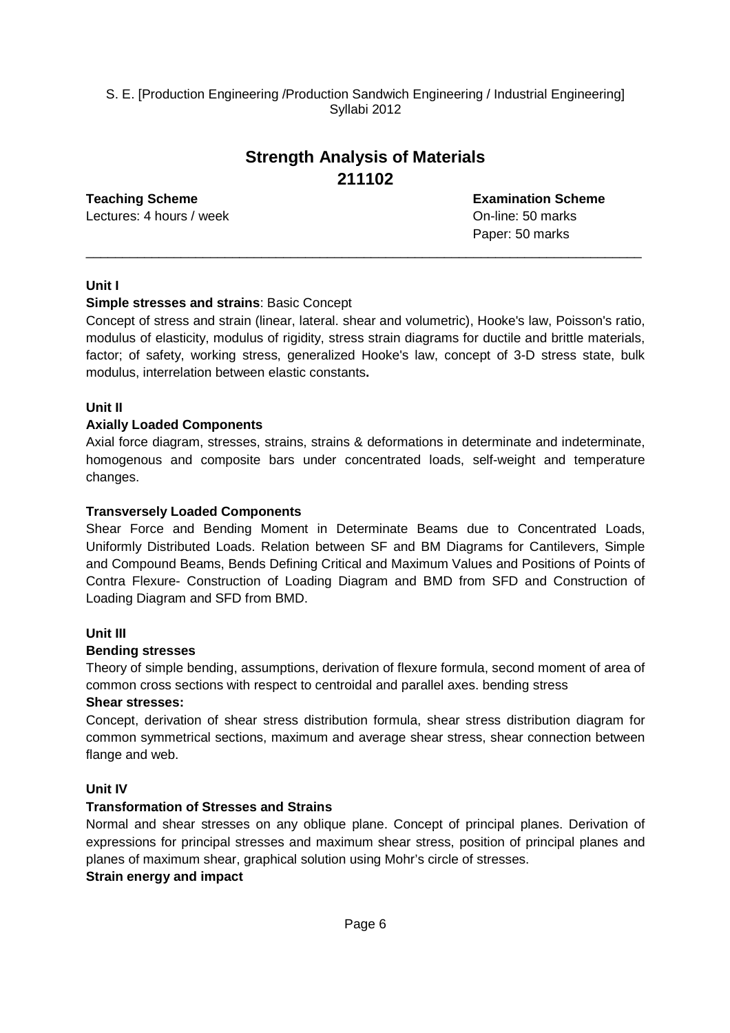S. E. [Production Engineering /Production Sandwich Engineering / Industrial Engineering] Syllabi 2012

# Strength Analysis of Materials
## 211102

**Teaching Scheme**
Lectures: 4 hours / week

**Examination Scheme**
On-line: 50 marks
Paper: 50 marks

---

**Unit I**

**Simple stresses and strains**: Basic Concept

Concept of stress and strain (linear, lateral. shear and volumetric), Hooke's law, Poisson's ratio, modulus of elasticity, modulus of rigidity, stress strain diagrams for ductile and brittle materials, factor; of safety, working stress, generalized Hooke's law, concept of 3-D stress state, bulk modulus, interrelation between elastic constants**.**

**Unit II**

**Axially Loaded Components**

Axial force diagram, stresses, strains, strains & deformations in determinate and indeterminate, homogenous and composite bars under concentrated loads, self-weight and temperature changes.

**Transversely Loaded Components**

Shear Force and Bending Moment in Determinate Beams due to Concentrated Loads, Uniformly Distributed Loads. Relation between SF and BM Diagrams for Cantilevers, Simple and Compound Beams, Bends Defining Critical and Maximum Values and Positions of Points of Contra Flexure- Construction of Loading Diagram and BMD from SFD and Construction of Loading Diagram and SFD from BMD.

**Unit III**

**Bending stresses**

Theory of simple bending, assumptions, derivation of flexure formula, second moment of area of common cross sections with respect to centroidal and parallel axes. bending stress

**Shear stresses:**

Concept, derivation of shear stress distribution formula, shear stress distribution diagram for common symmetrical sections, maximum and average shear stress, shear connection between flange and web.

**Unit IV**

**Transformation of Stresses and Strains**

Normal and shear stresses on any oblique plane. Concept of principal planes. Derivation of expressions for principal stresses and maximum shear stress, position of principal planes and planes of maximum shear, graphical solution using Mohr's circle of stresses.

**Strain energy and impact**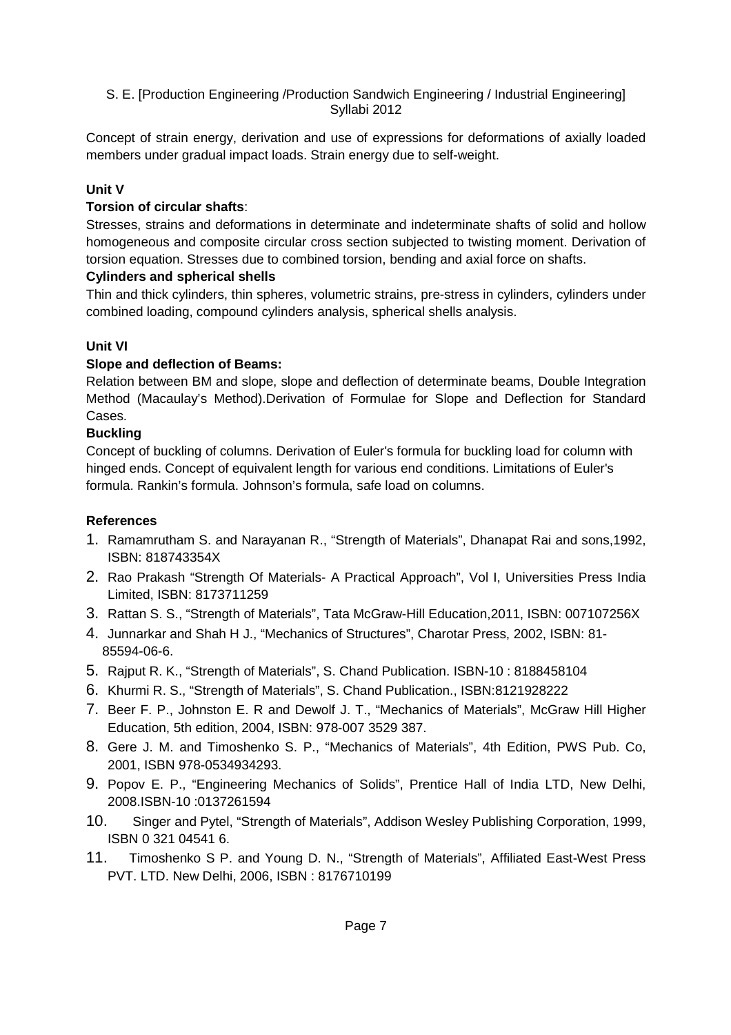Concept of strain energy, derivation and use of expressions for deformations of axially loaded members under gradual impact loads. Strain energy due to self-weight.

**Unit V**

**Torsion of circular shafts**:

Stresses, strains and deformations in determinate and indeterminate shafts of solid and hollow homogeneous and composite circular cross section subjected to twisting moment. Derivation of torsion equation. Stresses due to combined torsion, bending and axial force on shafts.

**Cylinders and spherical shells**

Thin and thick cylinders, thin spheres, volumetric strains, pre-stress in cylinders, cylinders under combined loading, compound cylinders analysis, spherical shells analysis.

**Unit VI**

**Slope and deflection of Beams:**

Relation between BM and slope, slope and deflection of determinate beams, Double Integration Method (Macaulay's Method).Derivation of Formulae for Slope and Deflection for Standard Cases.

**Buckling**

Concept of buckling of columns. Derivation of Euler's formula for buckling load for column with hinged ends. Concept of equivalent length for various end conditions. Limitations of Euler's formula. Rankin's formula. Johnson's formula, safe load on columns.

**References**

1. Ramamrutham S. and Narayanan R., "Strength of Materials", Dhanapat Rai and sons,1992, ISBN: 818743354X
2. Rao Prakash "Strength Of Materials- A Practical Approach", Vol I, Universities Press India Limited, ISBN: 8173711259
3. Rattan S. S., "Strength of Materials", Tata McGraw-Hill Education,2011, ISBN: 007107256X
4. Junnarkar and Shah H J., "Mechanics of Structures", Charotar Press, 2002, ISBN: 81-85594-06-6.
5. Rajput R. K., "Strength of Materials", S. Chand Publication. ISBN-10 : 8188458104
6. Khurmi R. S., "Strength of Materials", S. Chand Publication., ISBN:8121928222
7. Beer F. P., Johnston E. R and Dewolf J. T., "Mechanics of Materials", McGraw Hill Higher Education, 5th edition, 2004, ISBN: 978-007 3529 387.
8. Gere J. M. and Timoshenko S. P., "Mechanics of Materials", 4th Edition, PWS Pub. Co, 2001, ISBN 978-0534934293.
9. Popov E. P., "Engineering Mechanics of Solids", Prentice Hall of India LTD, New Delhi, 2008.ISBN-10 :0137261594
10. Singer and Pytel, "Strength of Materials", Addison Wesley Publishing Corporation, 1999, ISBN 0 321 04541 6.
11. Timoshenko S P. and Young D. N., "Strength of Materials", Affiliated East-West Press PVT. LTD. New Delhi, 2006, ISBN : 8176710199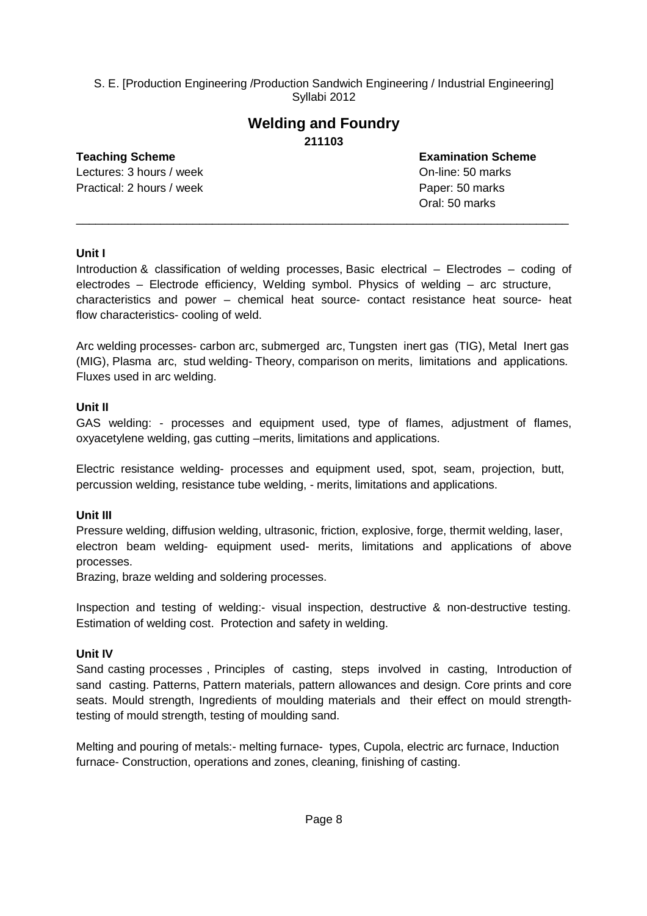S. E. [Production Engineering /Production Sandwich Engineering / Industrial Engineering] Syllabi 2012

# Welding and Foundry

**211103**

| **Teaching Scheme** | **Examination Scheme** |
|---|---|
| Lectures: 3 hours / week | On-line: 50 marks |
| Practical: 2 hours / week | Paper: 50 marks |
| | Oral: 50 marks |

---

### Unit I

Introduction & classification of welding processes, Basic electrical – Electrodes – coding of electrodes – Electrode efficiency, Welding symbol. Physics of welding – arc structure, characteristics and power – chemical heat source- contact resistance heat source- heat flow characteristics- cooling of weld.

Arc welding processes- carbon arc, submerged arc, Tungsten inert gas (TIG), Metal Inert gas (MIG), Plasma arc, stud welding- Theory, comparison on merits, limitations and applications. Fluxes used in arc welding.

### Unit II

GAS welding: - processes and equipment used, type of flames, adjustment of flames, oxyacetylene welding, gas cutting –merits, limitations and applications.

Electric resistance welding- processes and equipment used, spot, seam, projection, butt, percussion welding, resistance tube welding, - merits, limitations and applications.

### Unit III

Pressure welding, diffusion welding, ultrasonic, friction, explosive, forge, thermit welding, laser, electron beam welding- equipment used- merits, limitations and applications of above processes.

Brazing, braze welding and soldering processes.

Inspection and testing of welding:- visual inspection, destructive & non-destructive testing. Estimation of welding cost. Protection and safety in welding.

### Unit IV

Sand casting processes , Principles of casting, steps involved in casting, Introduction of sand casting. Patterns, Pattern materials, pattern allowances and design. Core prints and core seats. Mould strength, Ingredients of moulding materials and their effect on mould strength-testing of mould strength, testing of moulding sand.

Melting and pouring of metals:- melting furnace- types, Cupola, electric arc furnace, Induction furnace- Construction, operations and zones, cleaning, finishing of casting.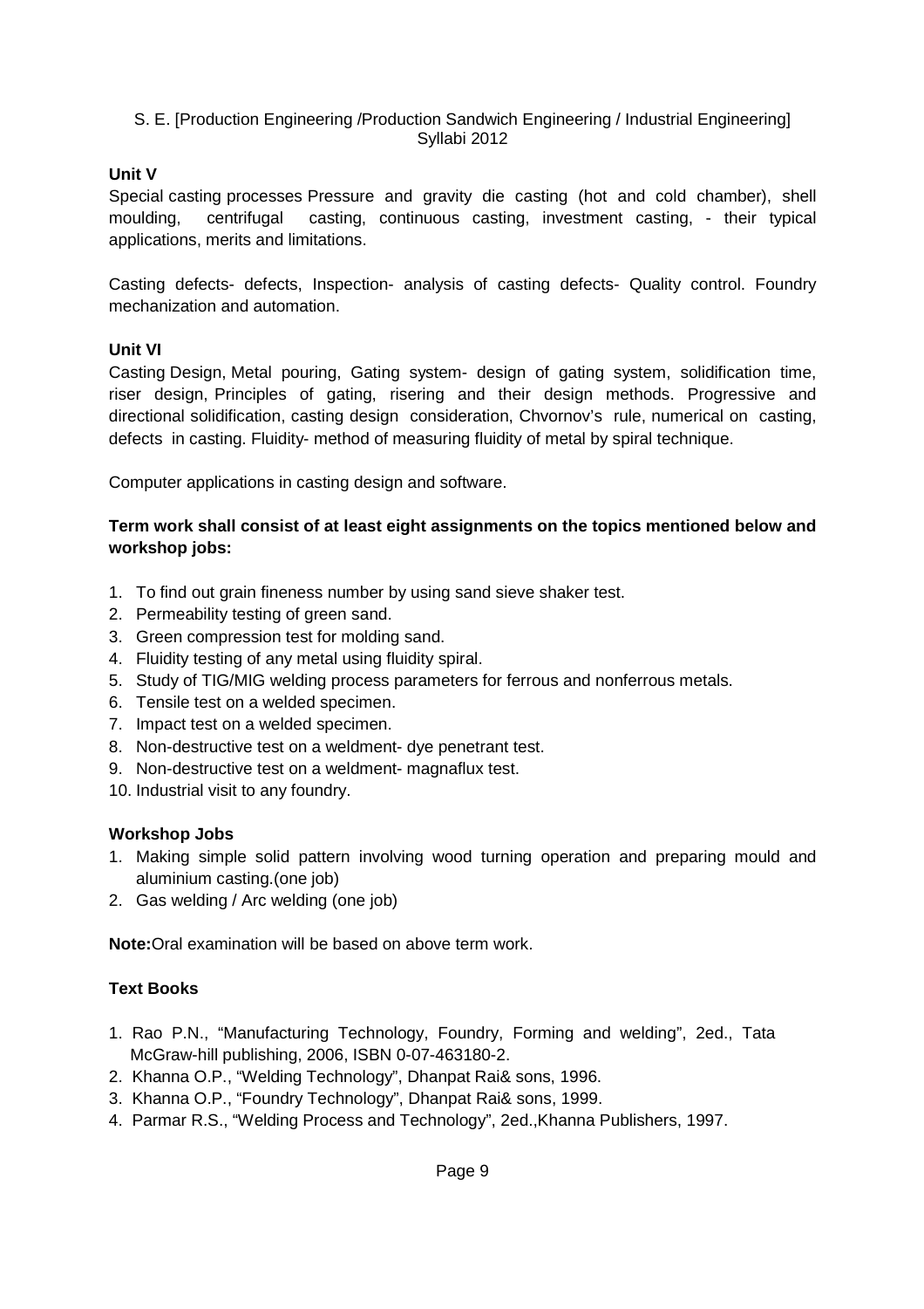**Unit V**

Special casting processes Pressure and gravity die casting (hot and cold chamber), shell moulding, centrifugal casting, continuous casting, investment casting, - their typical applications, merits and limitations.

Casting defects- defects, Inspection- analysis of casting defects- Quality control. Foundry mechanization and automation.

**Unit VI**

Casting Design, Metal pouring, Gating system- design of gating system, solidification time, riser design, Principles of gating, risering and their design methods. Progressive and directional solidification, casting design consideration, Chvornov's rule, numerical on casting, defects in casting. Fluidity- method of measuring fluidity of metal by spiral technique.

Computer applications in casting design and software.

**Term work shall consist of at least eight assignments on the topics mentioned below and workshop jobs:**

1. To find out grain fineness number by using sand sieve shaker test.
2. Permeability testing of green sand.
3. Green compression test for molding sand.
4. Fluidity testing of any metal using fluidity spiral.
5. Study of TIG/MIG welding process parameters for ferrous and nonferrous metals.
6. Tensile test on a welded specimen.
7. Impact test on a welded specimen.
8. Non-destructive test on a weldment- dye penetrant test.
9. Non-destructive test on a weldment- magnaflux test.
10. Industrial visit to any foundry.

**Workshop Jobs**

1. Making simple solid pattern involving wood turning operation and preparing mould and aluminium casting.(one job)
2. Gas welding / Arc welding (one job)

**Note:**Oral examination will be based on above term work.

**Text Books**

1. Rao P.N., "Manufacturing Technology, Foundry, Forming and welding", 2ed., Tata McGraw-hill publishing, 2006, ISBN 0-07-463180-2.
2. Khanna O.P., "Welding Technology", Dhanpat Rai& sons, 1996.
3. Khanna O.P., "Foundry Technology", Dhanpat Rai& sons, 1999.
4. Parmar R.S., "Welding Process and Technology", 2ed.,Khanna Publishers, 1997.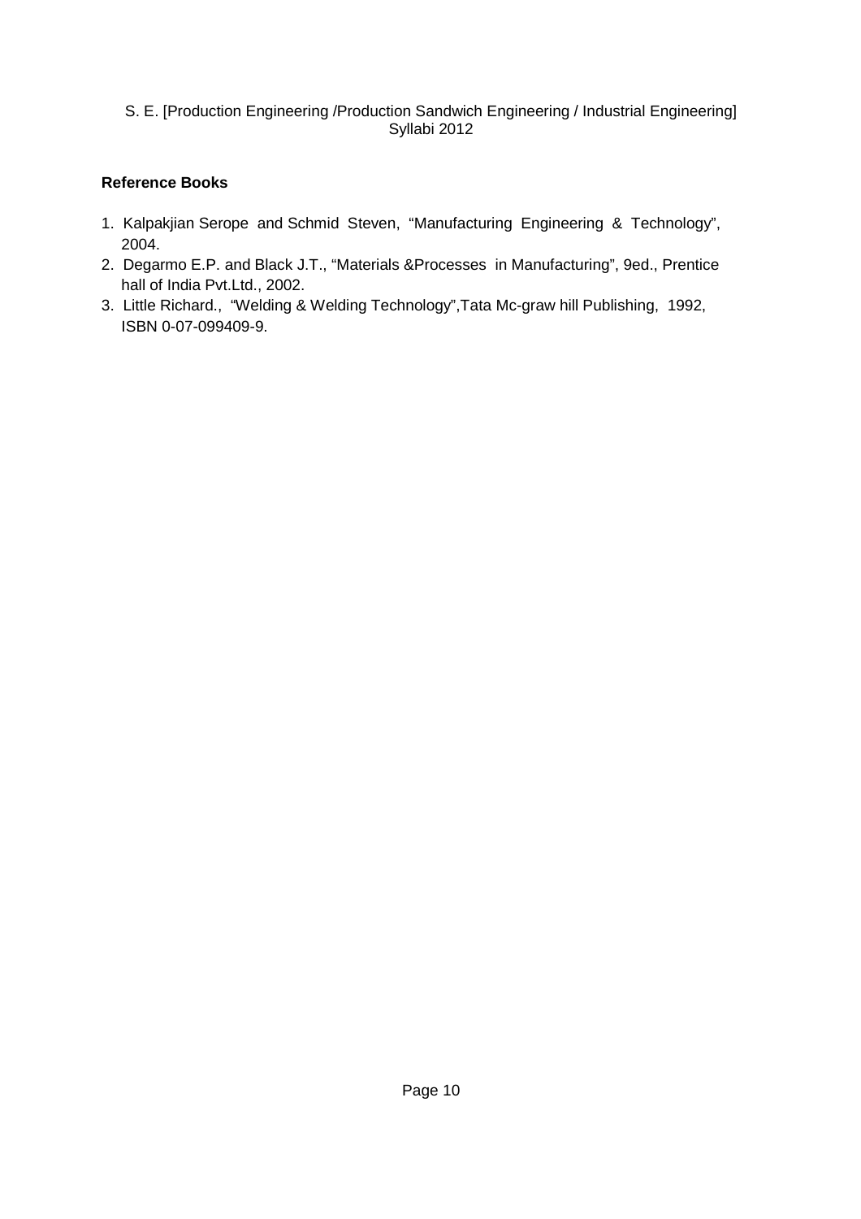**Reference Books**

1. Kalpakjian Serope and Schmid Steven, "Manufacturing Engineering & Technology", 2004.
2. Degarmo E.P. and Black J.T., "Materials &Processes in Manufacturing", 9ed., Prentice hall of India Pvt.Ltd., 2002.
3. Little Richard., "Welding & Welding Technology",Tata Mc-graw hill Publishing, 1992, ISBN 0-07-099409-9.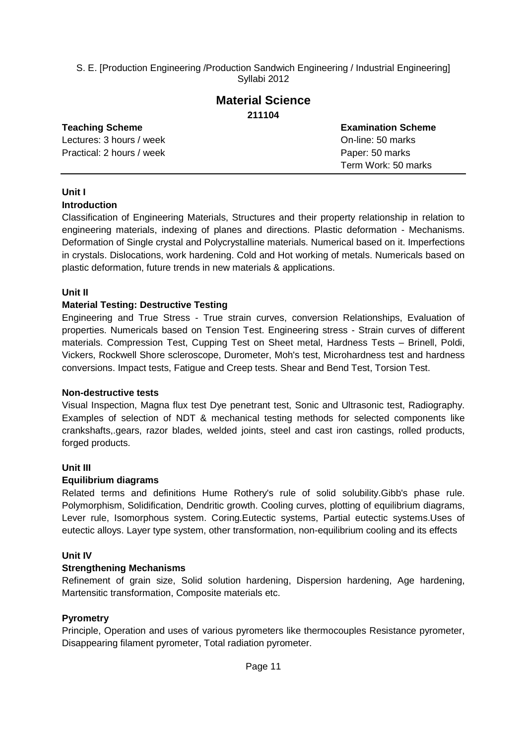S. E. [Production Engineering /Production Sandwich Engineering / Industrial Engineering] Syllabi 2012

# Material Science

**211104**

| **Teaching Scheme** | **Examination Scheme** |
| --- | --- |
| Lectures: 3 hours / week | On-line: 50 marks |
| Practical: 2 hours / week | Paper: 50 marks |
| | Term Work: 50 marks |

**Unit I**

**Introduction**

Classification of Engineering Materials, Structures and their property relationship in relation to engineering materials, indexing of planes and directions. Plastic deformation - Mechanisms. Deformation of Single crystal and Polycrystalline materials. Numerical based on it. Imperfections in crystals. Dislocations, work hardening. Cold and Hot working of metals. Numericals based on plastic deformation, future trends in new materials & applications.

**Unit II**

**Material Testing: Destructive Testing**

Engineering and True Stress - True strain curves, conversion Relationships, Evaluation of properties. Numericals based on Tension Test. Engineering stress - Strain curves of different materials. Compression Test, Cupping Test on Sheet metal, Hardness Tests – Brinell, Poldi, Vickers, Rockwell Shore scleroscope, Durometer, Moh's test, Microhardness test and hardness conversions. Impact tests, Fatigue and Creep tests. Shear and Bend Test, Torsion Test.

**Non-destructive tests**

Visual Inspection, Magna flux test Dye penetrant test, Sonic and Ultrasonic test, Radiography. Examples of selection of NDT & mechanical testing methods for selected components like crankshafts,.gears, razor blades, welded joints, steel and cast iron castings, rolled products, forged products.

**Unit III**

**Equilibrium diagrams**

Related terms and definitions Hume Rothery's rule of solid solubility.Gibb's phase rule. Polymorphism, Solidification, Dendritic growth. Cooling curves, plotting of equilibrium diagrams, Lever rule, Isomorphous system. Coring.Eutectic systems, Partial eutectic systems.Uses of eutectic alloys. Layer type system, other transformation, non-equilibrium cooling and its effects

**Unit IV**

**Strengthening Mechanisms**

Refinement of grain size, Solid solution hardening, Dispersion hardening, Age hardening, Martensitic transformation, Composite materials etc.

**Pyrometry**

Principle, Operation and uses of various pyrometers like thermocouples Resistance pyrometer, Disappearing filament pyrometer, Total radiation pyrometer.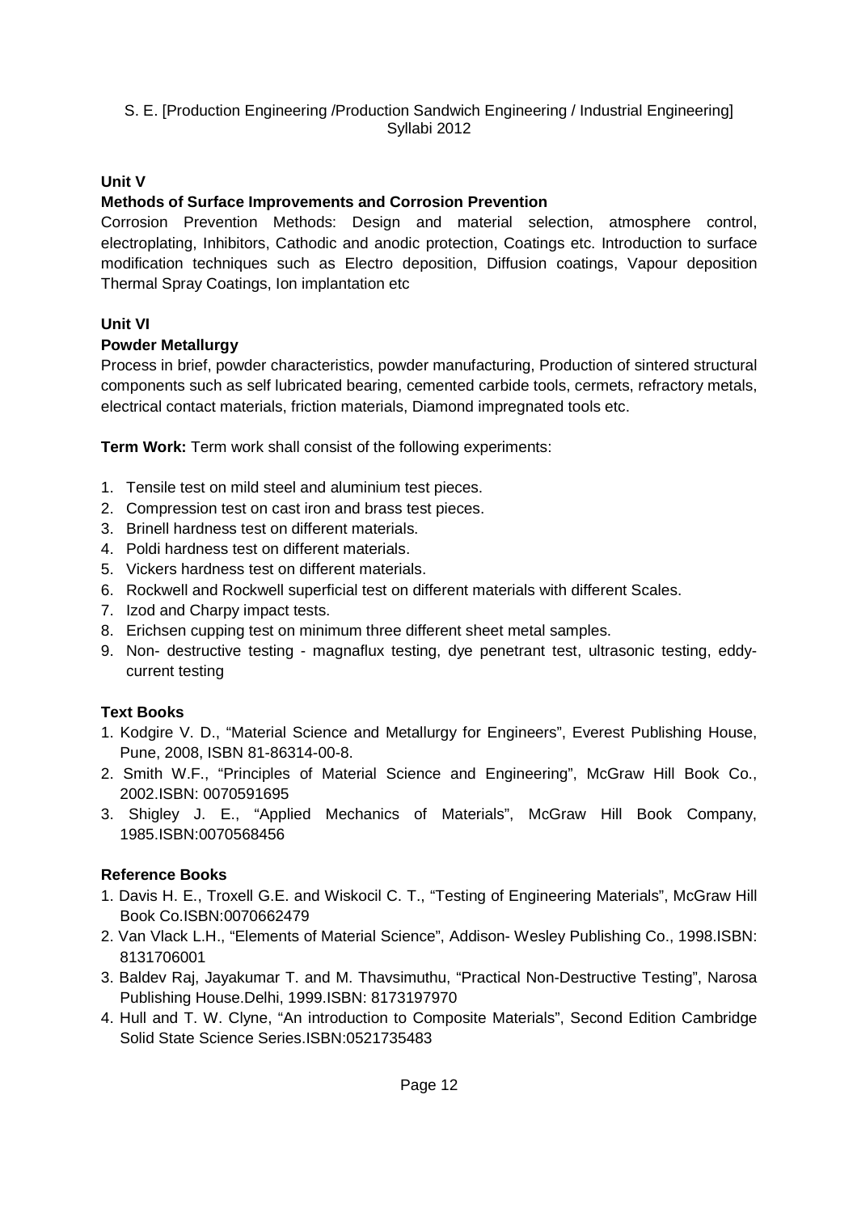**Unit V**

**Methods of Surface Improvements and Corrosion Prevention**

Corrosion Prevention Methods: Design and material selection, atmosphere control, electroplating, Inhibitors, Cathodic and anodic protection, Coatings etc. Introduction to surface modification techniques such as Electro deposition, Diffusion coatings, Vapour deposition Thermal Spray Coatings, Ion implantation etc

**Unit VI**

**Powder Metallurgy**

Process in brief, powder characteristics, powder manufacturing, Production of sintered structural components such as self lubricated bearing, cemented carbide tools, cermets, refractory metals, electrical contact materials, friction materials, Diamond impregnated tools etc.

**Term Work:** Term work shall consist of the following experiments:

1. Tensile test on mild steel and aluminium test pieces.
2. Compression test on cast iron and brass test pieces.
3. Brinell hardness test on different materials.
4. Poldi hardness test on different materials.
5. Vickers hardness test on different materials.
6. Rockwell and Rockwell superficial test on different materials with different Scales.
7. Izod and Charpy impact tests.
8. Erichsen cupping test on minimum three different sheet metal samples.
9. Non- destructive testing - magnaflux testing, dye penetrant test, ultrasonic testing, eddy-current testing

**Text Books**

1. Kodgire V. D., "Material Science and Metallurgy for Engineers", Everest Publishing House, Pune, 2008, ISBN 81-86314-00-8.
2. Smith W.F., "Principles of Material Science and Engineering", McGraw Hill Book Co., 2002.ISBN: 0070591695
3. Shigley J. E., "Applied Mechanics of Materials", McGraw Hill Book Company, 1985.ISBN:0070568456

**Reference Books**

1. Davis H. E., Troxell G.E. and Wiskocil C. T., "Testing of Engineering Materials", McGraw Hill Book Co.ISBN:0070662479
2. Van Vlack L.H., "Elements of Material Science", Addison- Wesley Publishing Co., 1998.ISBN: 8131706001
3. Baldev Raj, Jayakumar T. and M. Thavsimuthu, "Practical Non-Destructive Testing", Narosa Publishing House.Delhi, 1999.ISBN: 8173197970
4. Hull and T. W. Clyne, "An introduction to Composite Materials", Second Edition Cambridge Solid State Science Series.ISBN:0521735483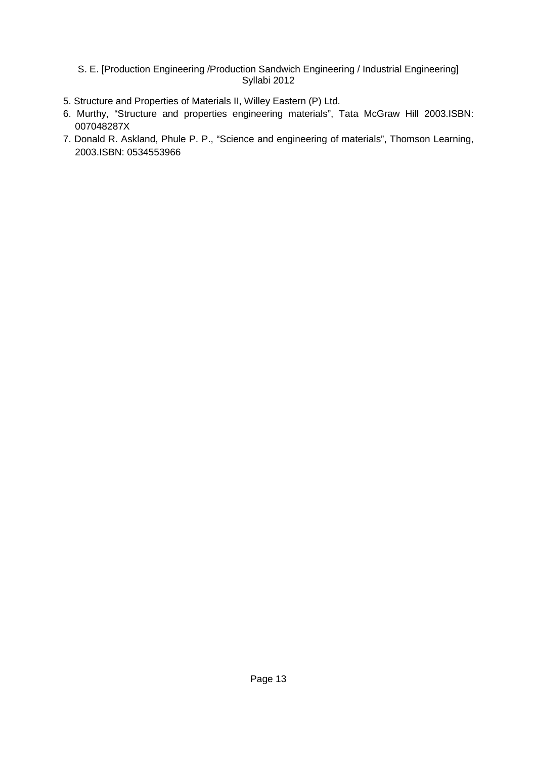5. Structure and Properties of Materials II, Willey Eastern (P) Ltd.
6. Murthy, "Structure and properties engineering materials", Tata McGraw Hill 2003.ISBN: 007048287X
7. Donald R. Askland, Phule P. P., "Science and engineering of materials", Thomson Learning, 2003.ISBN: 0534553966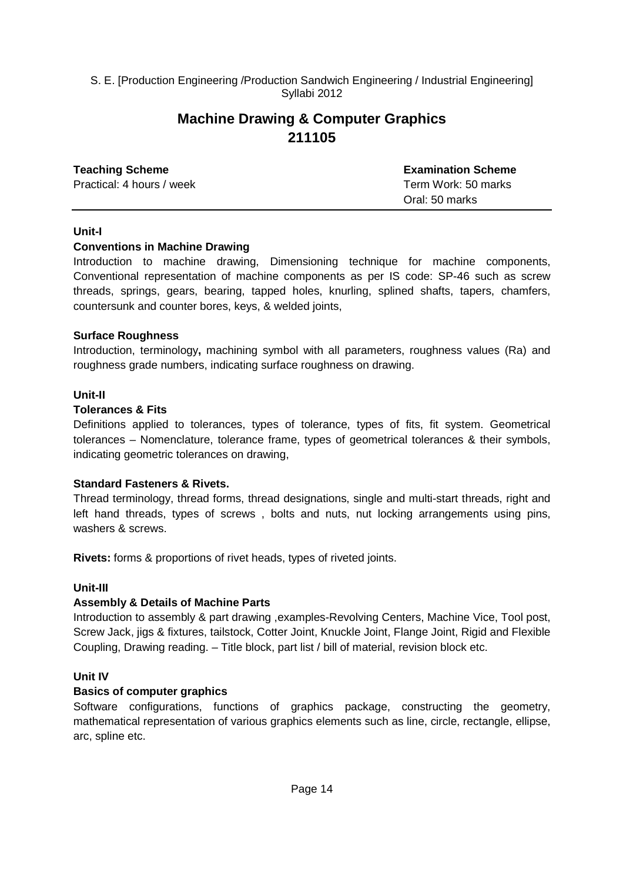S. E. [Production Engineering /Production Sandwich Engineering / Industrial Engineering]
Syllabi 2012

# Machine Drawing & Computer Graphics
# 211105

| **Teaching Scheme** | **Examination Scheme** |
| --- | --- |
| Practical: 4 hours / week | Term Work: 50 marks |
| | Oral: 50 marks |

**Unit-I**

**Conventions in Machine Drawing**

Introduction to machine drawing, Dimensioning technique for machine components, Conventional representation of machine components as per IS code: SP-46 such as screw threads, springs, gears, bearing, tapped holes, knurling, splined shafts, tapers, chamfers, countersunk and counter bores, keys, & welded joints,

**Surface Roughness**

Introduction, terminology**,** machining symbol with all parameters, roughness values (Ra) and roughness grade numbers, indicating surface roughness on drawing.

**Unit-II**

**Tolerances & Fits**

Definitions applied to tolerances, types of tolerance, types of fits, fit system. Geometrical tolerances – Nomenclature, tolerance frame, types of geometrical tolerances & their symbols, indicating geometric tolerances on drawing,

**Standard Fasteners & Rivets.**

Thread terminology, thread forms, thread designations, single and multi-start threads, right and left hand threads, types of screws , bolts and nuts, nut locking arrangements using pins, washers & screws.

**Rivets:** forms & proportions of rivet heads, types of riveted joints.

**Unit-III**

**Assembly & Details of Machine Parts**

Introduction to assembly & part drawing ,examples-Revolving Centers, Machine Vice, Tool post, Screw Jack, jigs & fixtures, tailstock, Cotter Joint, Knuckle Joint, Flange Joint, Rigid and Flexible Coupling, Drawing reading. – Title block, part list / bill of material, revision block etc.

**Unit IV**

**Basics of computer graphics**

Software configurations, functions of graphics package, constructing the geometry, mathematical representation of various graphics elements such as line, circle, rectangle, ellipse, arc, spline etc.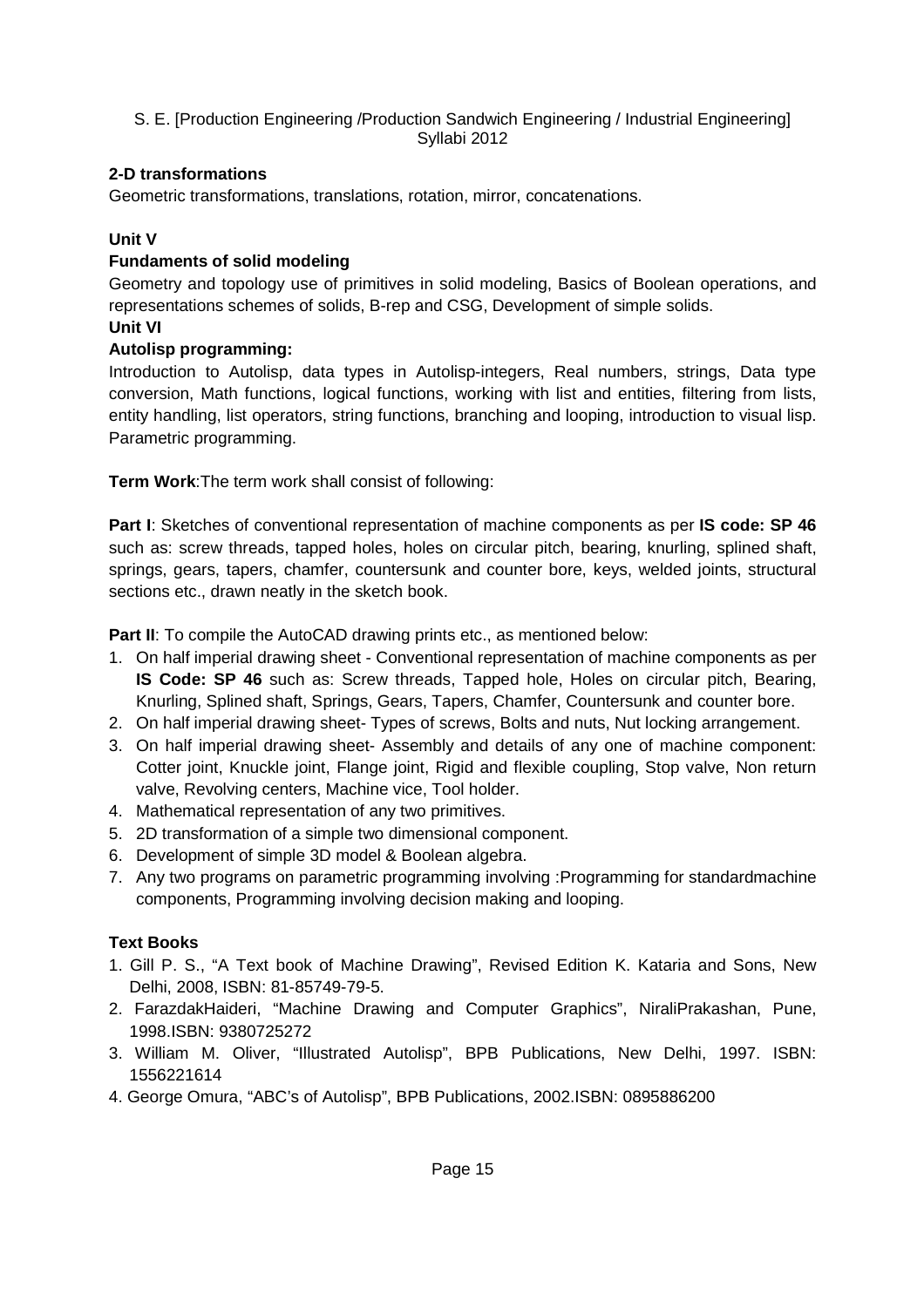**2-D transformations**

Geometric transformations, translations, rotation, mirror, concatenations.

**Unit V**

**Fundaments of solid modeling**

Geometry and topology use of primitives in solid modeling, Basics of Boolean operations, and representations schemes of solids, B-rep and CSG, Development of simple solids.

**Unit VI**

**Autolisp programming:**

Introduction to Autolisp, data types in Autolisp-integers, Real numbers, strings, Data type conversion, Math functions, logical functions, working with list and entities, filtering from lists, entity handling, list operators, string functions, branching and looping, introduction to visual lisp. Parametric programming.

**Term Work**:The term work shall consist of following:

**Part I**: Sketches of conventional representation of machine components as per **IS code: SP 46** such as: screw threads, tapped holes, holes on circular pitch, bearing, knurling, splined shaft, springs, gears, tapers, chamfer, countersunk and counter bore, keys, welded joints, structural sections etc., drawn neatly in the sketch book.

**Part II**: To compile the AutoCAD drawing prints etc., as mentioned below:

1. On half imperial drawing sheet - Conventional representation of machine components as per **IS Code: SP 46** such as: Screw threads, Tapped hole, Holes on circular pitch, Bearing, Knurling, Splined shaft, Springs, Gears, Tapers, Chamfer, Countersunk and counter bore.
2. On half imperial drawing sheet- Types of screws, Bolts and nuts, Nut locking arrangement.
3. On half imperial drawing sheet- Assembly and details of any one of machine component: Cotter joint, Knuckle joint, Flange joint, Rigid and flexible coupling, Stop valve, Non return valve, Revolving centers, Machine vice, Tool holder.
4. Mathematical representation of any two primitives.
5. 2D transformation of a simple two dimensional component.
6. Development of simple 3D model & Boolean algebra.
7. Any two programs on parametric programming involving :Programming for standardmachine components, Programming involving decision making and looping.

**Text Books**

1. Gill P. S., "A Text book of Machine Drawing", Revised Edition K. Kataria and Sons, New Delhi, 2008, ISBN: 81-85749-79-5.
2. FarazdakHaideri, "Machine Drawing and Computer Graphics", NiraliPrakashan, Pune, 1998.ISBN: 9380725272
3. William M. Oliver, "Illustrated Autolisp", BPB Publications, New Delhi, 1997. ISBN: 1556221614
4. George Omura, "ABC's of Autolisp", BPB Publications, 2002.ISBN: 0895886200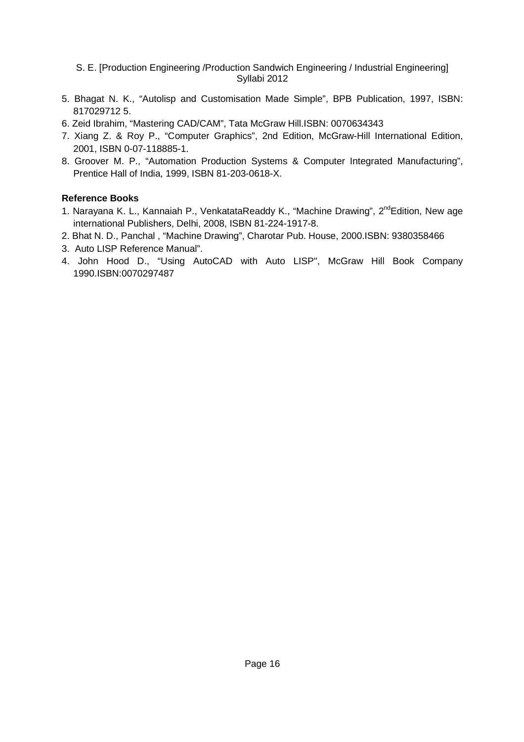5. Bhagat N. K., "Autolisp and Customisation Made Simple", BPB Publication, 1997, ISBN: 817029712 5.
6. Zeid Ibrahim, "Mastering CAD/CAM", Tata McGraw Hill.ISBN: 0070634343
7. Xiang Z. & Roy P., "Computer Graphics", 2nd Edition, McGraw-Hill International Edition, 2001, ISBN 0-07-118885-1.
8. Groover M. P., "Automation Production Systems & Computer Integrated Manufacturing", Prentice Hall of India, 1999, ISBN 81-203-0618-X.

**Reference Books**

1. Narayana K. L., Kannaiah P., VenkatataReaddy K., "Machine Drawing", 2nd Edition, New age international Publishers, Delhi, 2008, ISBN 81-224-1917-8.
2. Bhat N. D., Panchal , "Machine Drawing", Charotar Pub. House, 2000.ISBN: 9380358466
3. Auto LISP Reference Manual".
4. John Hood D., "Using AutoCAD with Auto LISP", McGraw Hill Book Company 1990.ISBN:0070297487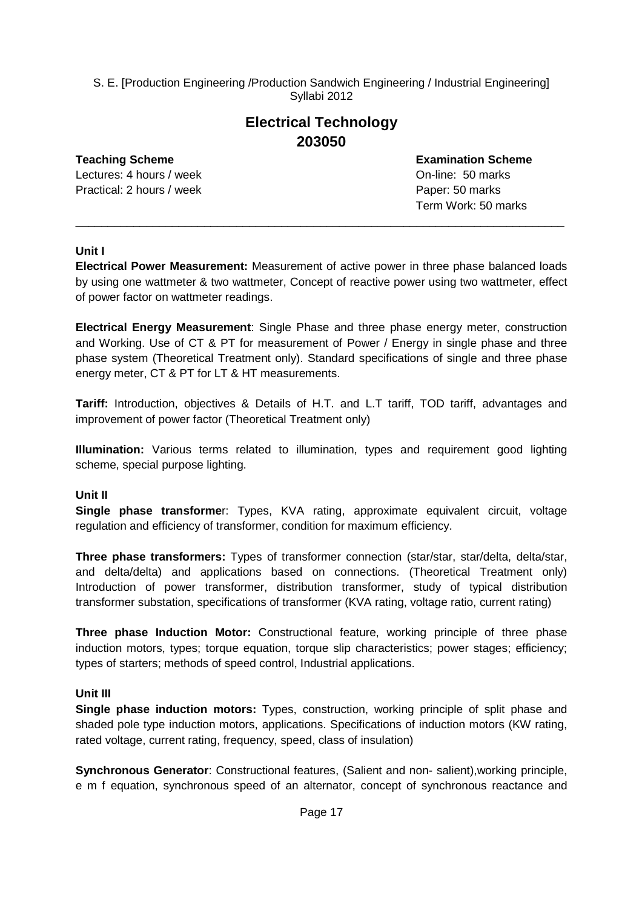S. E. [Production Engineering /Production Sandwich Engineering / Industrial Engineering] Syllabi 2012

# Electrical Technology
## 203050

| **Teaching Scheme** | **Examination Scheme** |
|---|---|
| Lectures: 4 hours / week | On-line: 50 marks |
| Practical: 2 hours / week | Paper: 50 marks |
| | Term Work: 50 marks |

---

### Unit I

**Electrical Power Measurement:** Measurement of active power in three phase balanced loads by using one wattmeter & two wattmeter, Concept of reactive power using two wattmeter, effect of power factor on wattmeter readings.

**Electrical Energy Measurement**: Single Phase and three phase energy meter, construction and Working. Use of CT & PT for measurement of Power / Energy in single phase and three phase system (Theoretical Treatment only). Standard specifications of single and three phase energy meter, CT & PT for LT & HT measurements.

**Tariff:** Introduction, objectives & Details of H.T. and L.T tariff, TOD tariff, advantages and improvement of power factor (Theoretical Treatment only)

**Illumination:** Various terms related to illumination, types and requirement good lighting scheme, special purpose lighting.

### Unit II

**Single phase transforme**r: Types, KVA rating, approximate equivalent circuit, voltage regulation and efficiency of transformer, condition for maximum efficiency.

**Three phase transformers:** Types of transformer connection (star/star, star/delta, delta/star, and delta/delta) and applications based on connections. (Theoretical Treatment only) Introduction of power transformer, distribution transformer, study of typical distribution transformer substation, specifications of transformer (KVA rating, voltage ratio, current rating)

**Three phase Induction Motor:** Constructional feature, working principle of three phase induction motors, types; torque equation, torque slip characteristics; power stages; efficiency; types of starters; methods of speed control, Industrial applications.

### Unit III

**Single phase induction motors:** Types, construction, working principle of split phase and shaded pole type induction motors, applications. Specifications of induction motors (KW rating, rated voltage, current rating, frequency, speed, class of insulation)

**Synchronous Generator**: Constructional features, (Salient and non- salient),working principle, e m f equation, synchronous speed of an alternator, concept of synchronous reactance and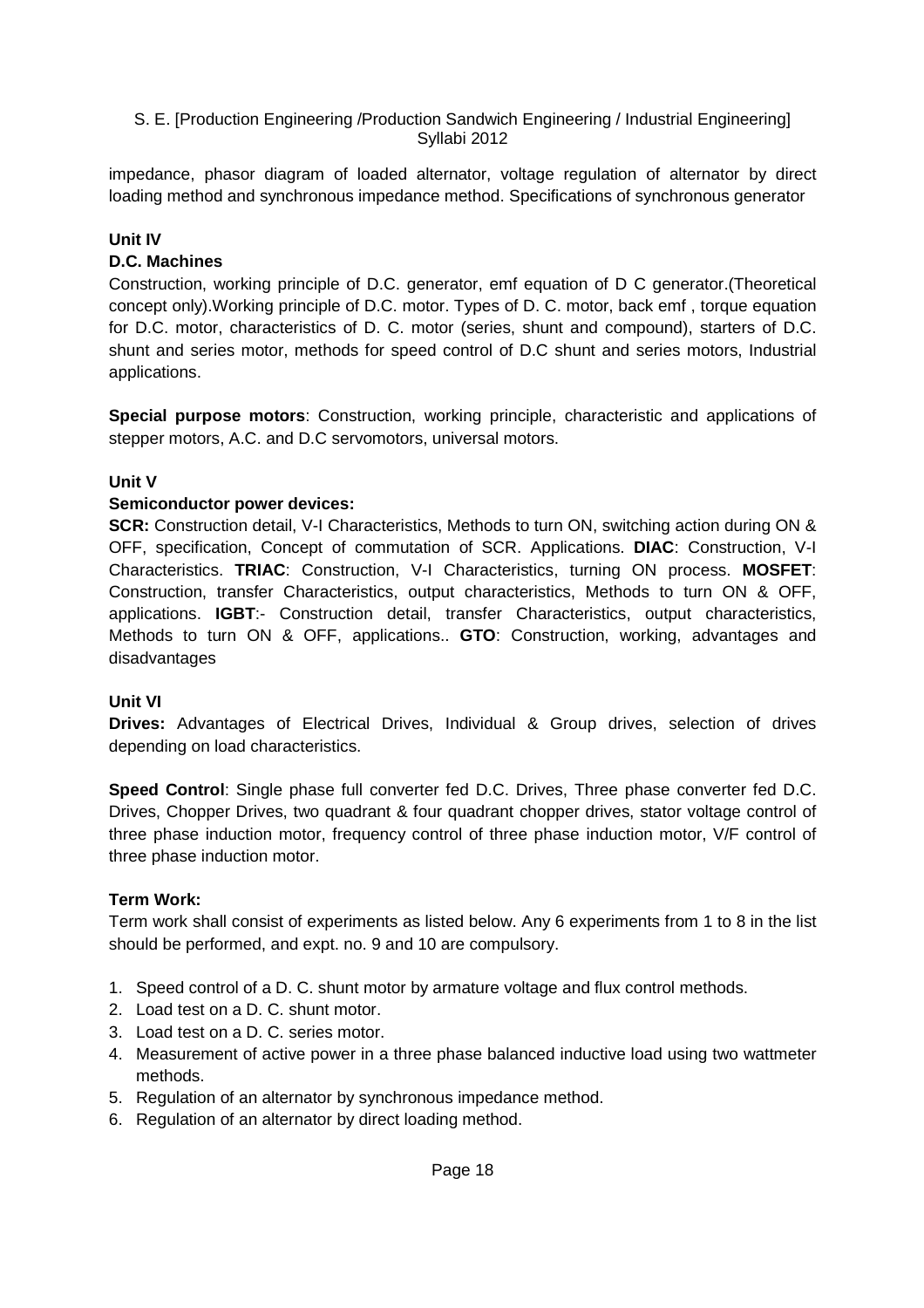impedance, phasor diagram of loaded alternator, voltage regulation of alternator by direct loading method and synchronous impedance method. Specifications of synchronous generator

**Unit IV**

**D.C. Machines**

Construction, working principle of D.C. generator, emf equation of D C generator.(Theoretical concept only).Working principle of D.C. motor. Types of D. C. motor, back emf , torque equation for D.C. motor, characteristics of D. C. motor (series, shunt and compound), starters of D.C. shunt and series motor, methods for speed control of D.C shunt and series motors, Industrial applications.

**Special purpose motors**: Construction, working principle, characteristic and applications of stepper motors, A.C. and D.C servomotors, universal motors.

**Unit V**

**Semiconductor power devices:**

**SCR:** Construction detail, V-I Characteristics, Methods to turn ON, switching action during ON & OFF, specification, Concept of commutation of SCR. Applications. **DIAC**: Construction, V-I Characteristics. **TRIAC**: Construction, V-I Characteristics, turning ON process. **MOSFET**: Construction, transfer Characteristics, output characteristics, Methods to turn ON & OFF, applications. **IGBT**:- Construction detail, transfer Characteristics, output characteristics, Methods to turn ON & OFF, applications.. **GTO**: Construction, working, advantages and disadvantages

**Unit VI**

**Drives:** Advantages of Electrical Drives, Individual & Group drives, selection of drives depending on load characteristics.

**Speed Control**: Single phase full converter fed D.C. Drives, Three phase converter fed D.C. Drives, Chopper Drives, two quadrant & four quadrant chopper drives, stator voltage control of three phase induction motor, frequency control of three phase induction motor, V/F control of three phase induction motor.

**Term Work:**

Term work shall consist of experiments as listed below. Any 6 experiments from 1 to 8 in the list should be performed, and expt. no. 9 and 10 are compulsory.

1. Speed control of a D. C. shunt motor by armature voltage and flux control methods.
2. Load test on a D. C. shunt motor.
3. Load test on a D. C. series motor.
4. Measurement of active power in a three phase balanced inductive load using two wattmeter methods.
5. Regulation of an alternator by synchronous impedance method.
6. Regulation of an alternator by direct loading method.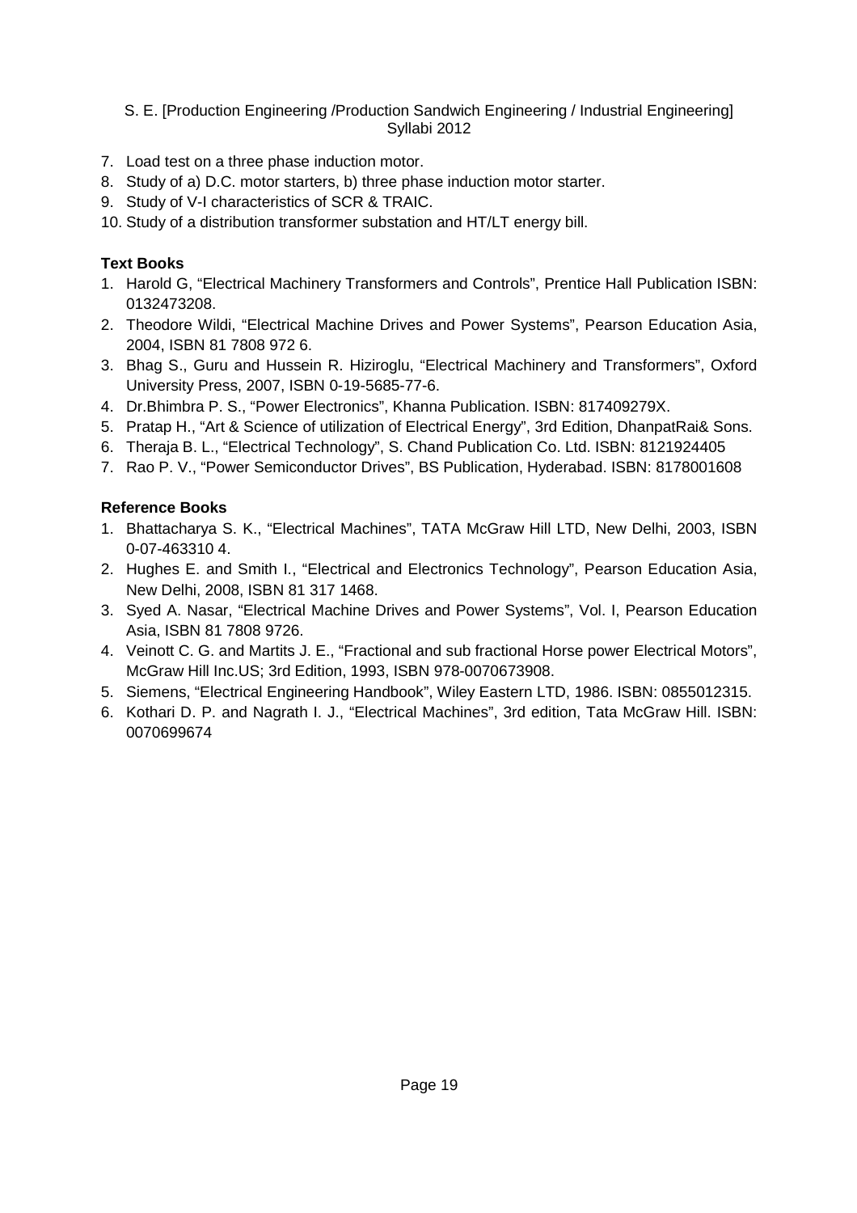7. Load test on a three phase induction motor.
8. Study of a) D.C. motor starters, b) three phase induction motor starter.
9. Study of V-I characteristics of SCR & TRAIC.
10. Study of a distribution transformer substation and HT/LT energy bill.

**Text Books**

1. Harold G, "Electrical Machinery Transformers and Controls", Prentice Hall Publication ISBN: 0132473208.
2. Theodore Wildi, "Electrical Machine Drives and Power Systems", Pearson Education Asia, 2004, ISBN 81 7808 972 6.
3. Bhag S., Guru and Hussein R. Hiziroglu, "Electrical Machinery and Transformers", Oxford University Press, 2007, ISBN 0-19-5685-77-6.
4. Dr.Bhimbra P. S., "Power Electronics", Khanna Publication. ISBN: 817409279X.
5. Pratap H., "Art & Science of utilization of Electrical Energy", 3rd Edition, DhanpatRai& Sons.
6. Theraja B. L., "Electrical Technology", S. Chand Publication Co. Ltd. ISBN: 8121924405
7. Rao P. V., "Power Semiconductor Drives", BS Publication, Hyderabad. ISBN: 8178001608

**Reference Books**

1. Bhattacharya S. K., "Electrical Machines", TATA McGraw Hill LTD, New Delhi, 2003, ISBN 0-07-463310 4.
2. Hughes E. and Smith I., "Electrical and Electronics Technology", Pearson Education Asia, New Delhi, 2008, ISBN 81 317 1468.
3. Syed A. Nasar, "Electrical Machine Drives and Power Systems", Vol. I, Pearson Education Asia, ISBN 81 7808 9726.
4. Veinott C. G. and Martits J. E., "Fractional and sub fractional Horse power Electrical Motors", McGraw Hill Inc.US; 3rd Edition, 1993, ISBN 978-0070673908.
5. Siemens, "Electrical Engineering Handbook", Wiley Eastern LTD, 1986. ISBN: 0855012315.
6. Kothari D. P. and Nagrath I. J., "Electrical Machines", 3rd edition, Tata McGraw Hill. ISBN: 0070699674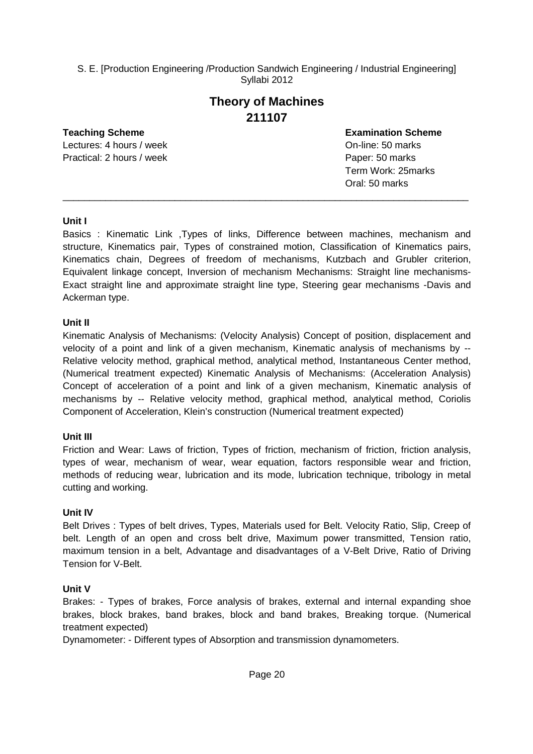S. E. [Production Engineering /Production Sandwich Engineering / Industrial Engineering] Syllabi 2012

# Theory of Machines
## 211107

| **Teaching Scheme** | **Examination Scheme** |
|---|---|
| Lectures: 4 hours / week | On-line: 50 marks |
| Practical: 2 hours / week | Paper: 50 marks |
| | Term Work: 25marks |
| | Oral: 50 marks |

---

**Unit I**

Basics : Kinematic Link ,Types of links, Difference between machines, mechanism and structure, Kinematics pair, Types of constrained motion, Classification of Kinematics pairs, Kinematics chain, Degrees of freedom of mechanisms, Kutzbach and Grubler criterion, Equivalent linkage concept, Inversion of mechanism Mechanisms: Straight line mechanisms-Exact straight line and approximate straight line type, Steering gear mechanisms -Davis and Ackerman type.

**Unit II**

Kinematic Analysis of Mechanisms: (Velocity Analysis) Concept of position, displacement and velocity of a point and link of a given mechanism, Kinematic analysis of mechanisms by -- Relative velocity method, graphical method, analytical method, Instantaneous Center method, (Numerical treatment expected) Kinematic Analysis of Mechanisms: (Acceleration Analysis) Concept of acceleration of a point and link of a given mechanism, Kinematic analysis of mechanisms by -- Relative velocity method, graphical method, analytical method, Coriolis Component of Acceleration, Klein's construction (Numerical treatment expected)

**Unit III**

Friction and Wear: Laws of friction, Types of friction, mechanism of friction, friction analysis, types of wear, mechanism of wear, wear equation, factors responsible wear and friction, methods of reducing wear, lubrication and its mode, lubrication technique, tribology in metal cutting and working.

**Unit IV**

Belt Drives : Types of belt drives, Types, Materials used for Belt. Velocity Ratio, Slip, Creep of belt. Length of an open and cross belt drive, Maximum power transmitted, Tension ratio, maximum tension in a belt, Advantage and disadvantages of a V-Belt Drive, Ratio of Driving Tension for V-Belt.

**Unit V**

Brakes: - Types of brakes, Force analysis of brakes, external and internal expanding shoe brakes, block brakes, band brakes, block and band brakes, Breaking torque. (Numerical treatment expected)

Dynamometer: - Different types of Absorption and transmission dynamometers.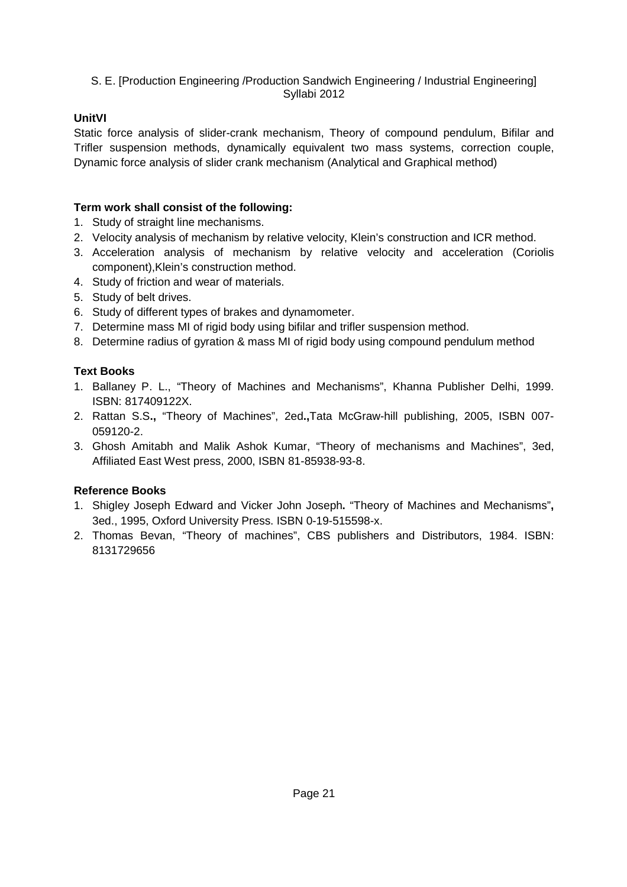### UnitVI

Static force analysis of slider-crank mechanism, Theory of compound pendulum, Bifilar and Trifler suspension methods, dynamically equivalent two mass systems, correction couple, Dynamic force analysis of slider crank mechanism (Analytical and Graphical method)

### Term work shall consist of the following:

1. Study of straight line mechanisms.
2. Velocity analysis of mechanism by relative velocity, Klein's construction and ICR method.
3. Acceleration analysis of mechanism by relative velocity and acceleration (Coriolis component),Klein's construction method.
4. Study of friction and wear of materials.
5. Study of belt drives.
6. Study of different types of brakes and dynamometer.
7. Determine mass MI of rigid body using bifilar and trifler suspension method.
8. Determine radius of gyration & mass MI of rigid body using compound pendulum method

### Text Books

1. Ballaney P. L., "Theory of Machines and Mechanisms", Khanna Publisher Delhi, 1999. ISBN: 817409122X.
2. Rattan S.S**.,** "Theory of Machines", 2ed**.,**Tata McGraw-hill publishing, 2005, ISBN 007-059120-2.
3. Ghosh Amitabh and Malik Ashok Kumar, "Theory of mechanisms and Machines", 3ed, Affiliated East West press, 2000, ISBN 81-85938-93-8.

### Reference Books

1. Shigley Joseph Edward and Vicker John Joseph**.** "Theory of Machines and Mechanisms"**,** 3ed., 1995, Oxford University Press. ISBN 0-19-515598-x.
2. Thomas Bevan, "Theory of machines", CBS publishers and Distributors, 1984. ISBN: 8131729656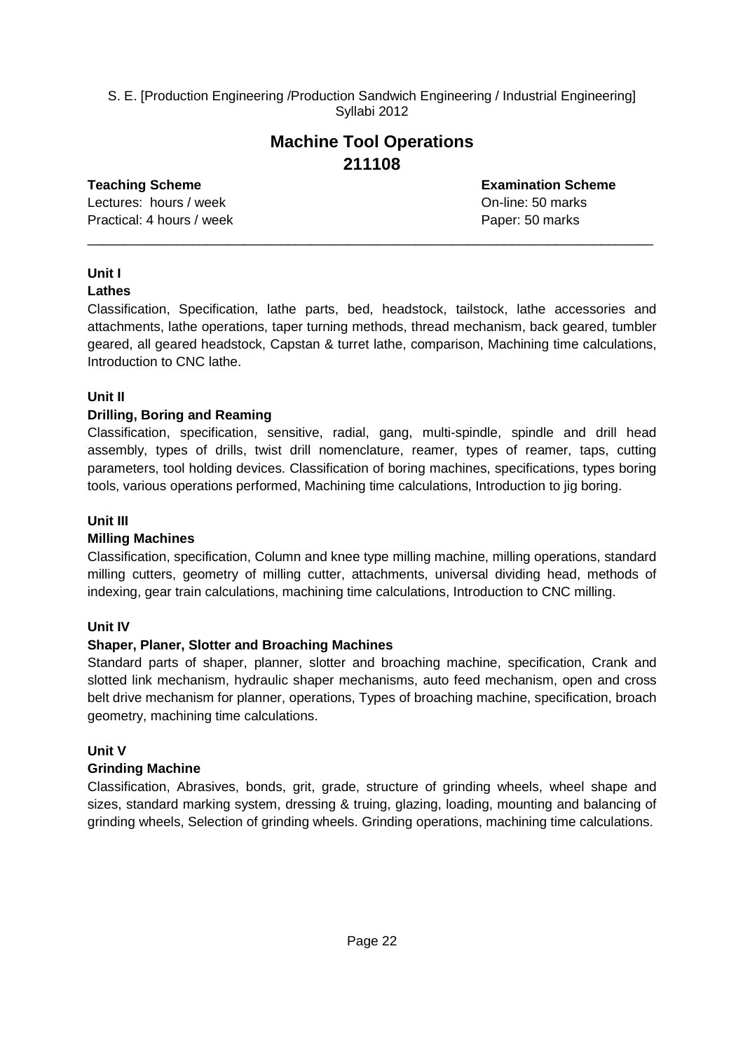S. E. [Production Engineering /Production Sandwich Engineering / Industrial Engineering]
Syllabi 2012

# Machine Tool Operations
## 211108

| **Teaching Scheme** | **Examination Scheme** |
|---|---|
| Lectures: hours / week | On-line: 50 marks |
| Practical: 4 hours / week | Paper: 50 marks |

---

**Unit I**

**Lathes**

Classification, Specification, lathe parts, bed, headstock, tailstock, lathe accessories and attachments, lathe operations, taper turning methods, thread mechanism, back geared, tumbler geared, all geared headstock, Capstan & turret lathe, comparison, Machining time calculations, Introduction to CNC lathe.

**Unit II**

**Drilling, Boring and Reaming**

Classification, specification, sensitive, radial, gang, multi-spindle, spindle and drill head assembly, types of drills, twist drill nomenclature, reamer, types of reamer, taps, cutting parameters, tool holding devices. Classification of boring machines, specifications, types boring tools, various operations performed, Machining time calculations, Introduction to jig boring.

**Unit III**

**Milling Machines**

Classification, specification, Column and knee type milling machine, milling operations, standard milling cutters, geometry of milling cutter, attachments, universal dividing head, methods of indexing, gear train calculations, machining time calculations, Introduction to CNC milling.

**Unit IV**

**Shaper, Planer, Slotter and Broaching Machines**

Standard parts of shaper, planner, slotter and broaching machine, specification, Crank and slotted link mechanism, hydraulic shaper mechanisms, auto feed mechanism, open and cross belt drive mechanism for planner, operations, Types of broaching machine, specification, broach geometry, machining time calculations.

**Unit V**

**Grinding Machine**

Classification, Abrasives, bonds, grit, grade, structure of grinding wheels, wheel shape and sizes, standard marking system, dressing & truing, glazing, loading, mounting and balancing of grinding wheels, Selection of grinding wheels. Grinding operations, machining time calculations.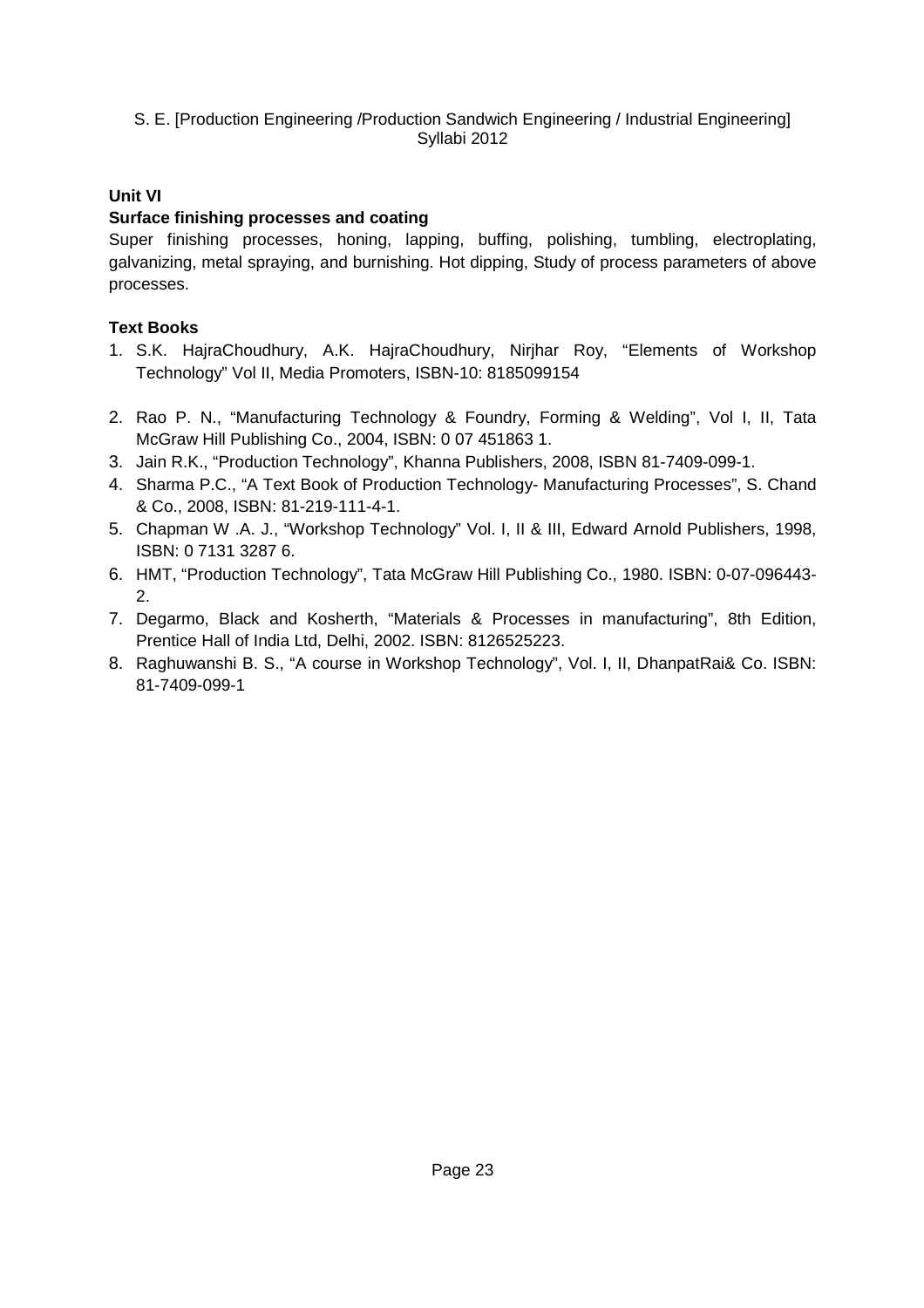**Unit VI**

**Surface finishing processes and coating**

Super finishing processes, honing, lapping, buffing, polishing, tumbling, electroplating, galvanizing, metal spraying, and burnishing. Hot dipping, Study of process parameters of above processes.

**Text Books**

1. S.K. HajraChoudhury, A.K. HajraChoudhury, Nirjhar Roy, "Elements of Workshop Technology" Vol II, Media Promoters, ISBN-10: 8185099154
2. Rao P. N., "Manufacturing Technology & Foundry, Forming & Welding", Vol I, II, Tata McGraw Hill Publishing Co., 2004, ISBN: 0 07 451863 1.
3. Jain R.K., "Production Technology", Khanna Publishers, 2008, ISBN 81-7409-099-1.
4. Sharma P.C., "A Text Book of Production Technology- Manufacturing Processes", S. Chand & Co., 2008, ISBN: 81-219-111-4-1.
5. Chapman W .A. J., "Workshop Technology" Vol. I, II & III, Edward Arnold Publishers, 1998, ISBN: 0 7131 3287 6.
6. HMT, "Production Technology", Tata McGraw Hill Publishing Co., 1980. ISBN: 0-07-096443-2.
7. Degarmo, Black and Kosherth, "Materials & Processes in manufacturing", 8th Edition, Prentice Hall of India Ltd, Delhi, 2002. ISBN: 8126525223.
8. Raghuwanshi B. S., "A course in Workshop Technology", Vol. I, II, DhanpatRai& Co. ISBN: 81-7409-099-1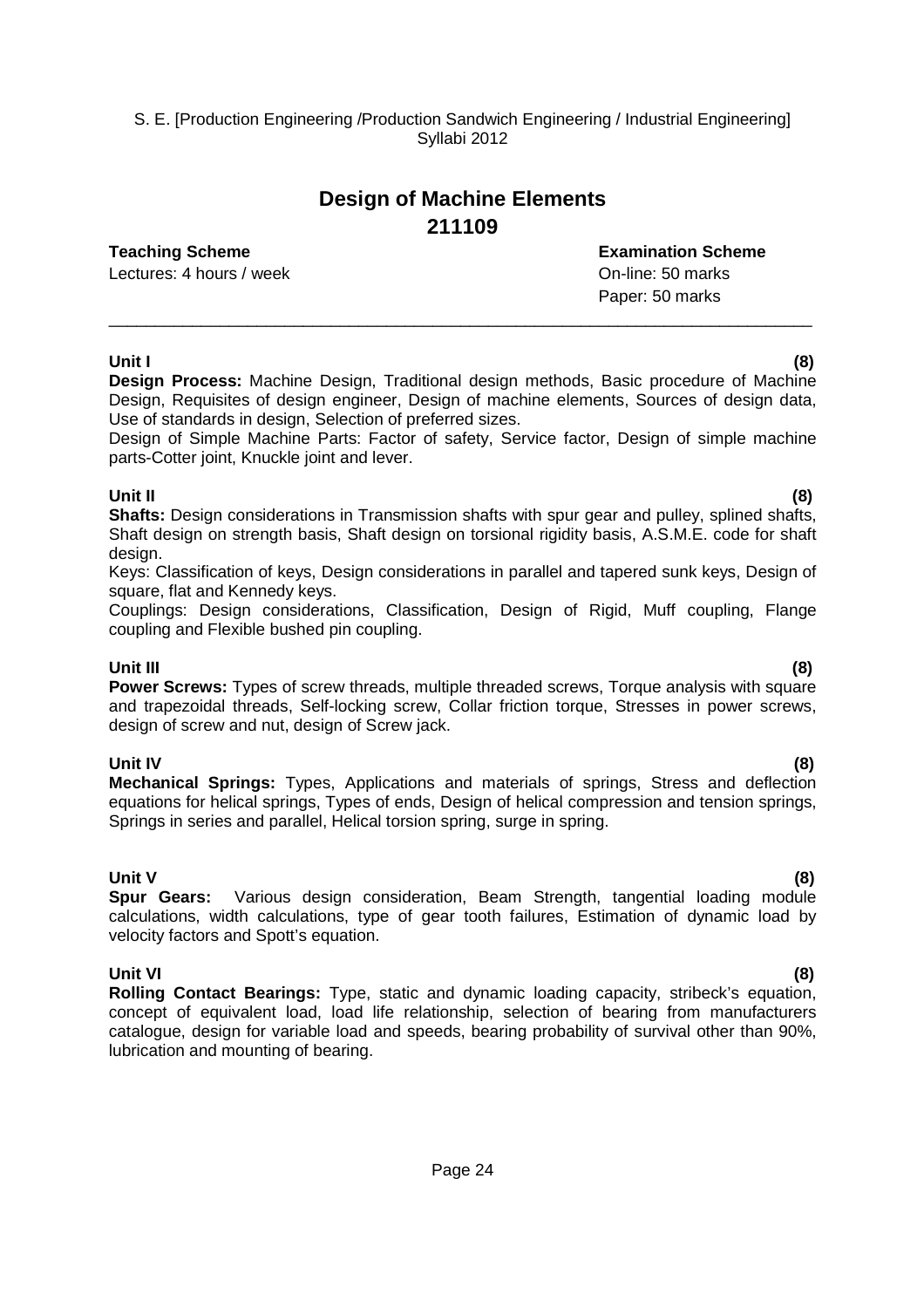# Design of Machine Elements
## 211109

**Teaching Scheme**
Lectures: 4 hours / week

**Examination Scheme**
On-line: 50 marks
Paper: 50 marks

---

**Unit I (8)**

**Design Process:** Machine Design, Traditional design methods, Basic procedure of Machine Design, Requisites of design engineer, Design of machine elements, Sources of design data, Use of standards in design, Selection of preferred sizes.

Design of Simple Machine Parts: Factor of safety, Service factor, Design of simple machine parts-Cotter joint, Knuckle joint and lever.

**Unit II (8)**

**Shafts:** Design considerations in Transmission shafts with spur gear and pulley, splined shafts, Shaft design on strength basis, Shaft design on torsional rigidity basis, A.S.M.E. code for shaft design.

Keys: Classification of keys, Design considerations in parallel and tapered sunk keys, Design of square, flat and Kennedy keys.

Couplings: Design considerations, Classification, Design of Rigid, Muff coupling, Flange coupling and Flexible bushed pin coupling.

**Unit III (8)**

**Power Screws:** Types of screw threads, multiple threaded screws, Torque analysis with square and trapezoidal threads, Self-locking screw, Collar friction torque, Stresses in power screws, design of screw and nut, design of Screw jack.

**Unit IV (8)**

**Mechanical Springs:** Types, Applications and materials of springs, Stress and deflection equations for helical springs, Types of ends, Design of helical compression and tension springs, Springs in series and parallel, Helical torsion spring, surge in spring.

**Unit V (8)**

**Spur Gears:** Various design consideration, Beam Strength, tangential loading module calculations, width calculations, type of gear tooth failures, Estimation of dynamic load by velocity factors and Spott's equation.

**Unit VI (8)**

**Rolling Contact Bearings:** Type, static and dynamic loading capacity, stribeck's equation, concept of equivalent load, load life relationship, selection of bearing from manufacturers catalogue, design for variable load and speeds, bearing probability of survival other than 90%, lubrication and mounting of bearing.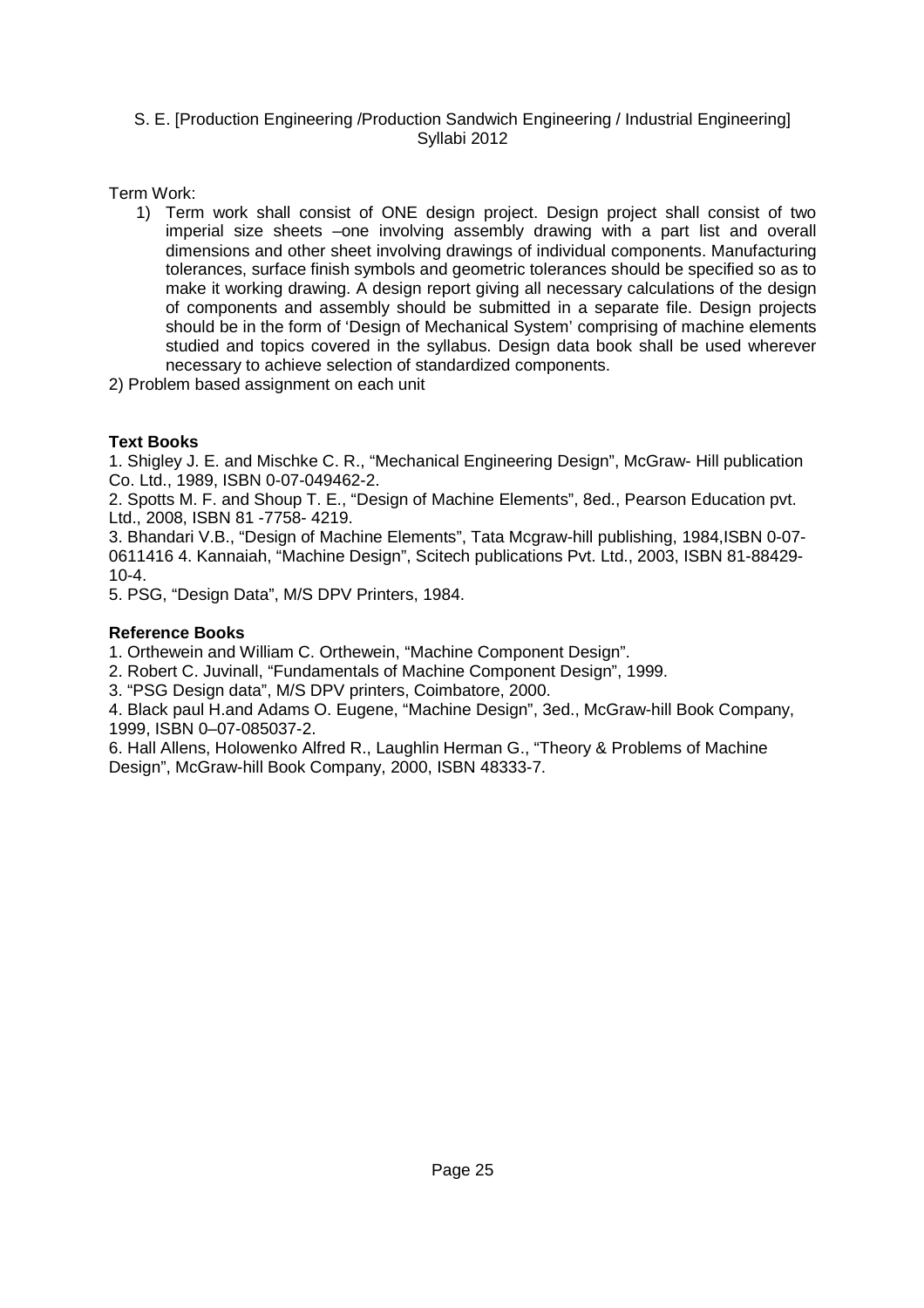Term Work:

1) Term work shall consist of ONE design project. Design project shall consist of two imperial size sheets –one involving assembly drawing with a part list and overall dimensions and other sheet involving drawings of individual components. Manufacturing tolerances, surface finish symbols and geometric tolerances should be specified so as to make it working drawing. A design report giving all necessary calculations of the design of components and assembly should be submitted in a separate file. Design projects should be in the form of 'Design of Mechanical System' comprising of machine elements studied and topics covered in the syllabus. Design data book shall be used wherever necessary to achieve selection of standardized components.

2) Problem based assignment on each unit

**Text Books**

1. Shigley J. E. and Mischke C. R., "Mechanical Engineering Design", McGraw- Hill publication Co. Ltd., 1989, ISBN 0-07-049462-2.
2. Spotts M. F. and Shoup T. E., "Design of Machine Elements", 8ed., Pearson Education pvt. Ltd., 2008, ISBN 81 -7758- 4219.
3. Bhandari V.B., "Design of Machine Elements", Tata Mcgraw-hill publishing, 1984,ISBN 0-07-0611416 4. Kannaiah, "Machine Design", Scitech publications Pvt. Ltd., 2003, ISBN 81-88429-10-4.
5. PSG, "Design Data", M/S DPV Printers, 1984.

**Reference Books**

1. Orthewein and William C. Orthewein, "Machine Component Design".
2. Robert C. Juvinall, "Fundamentals of Machine Component Design", 1999.
3. "PSG Design data", M/S DPV printers, Coimbatore, 2000.
4. Black paul H.and Adams O. Eugene, "Machine Design", 3ed., McGraw-hill Book Company, 1999, ISBN 0–07-085037-2.
6. Hall Allens, Holowenko Alfred R., Laughlin Herman G., "Theory & Problems of Machine Design", McGraw-hill Book Company, 2000, ISBN 48333-7.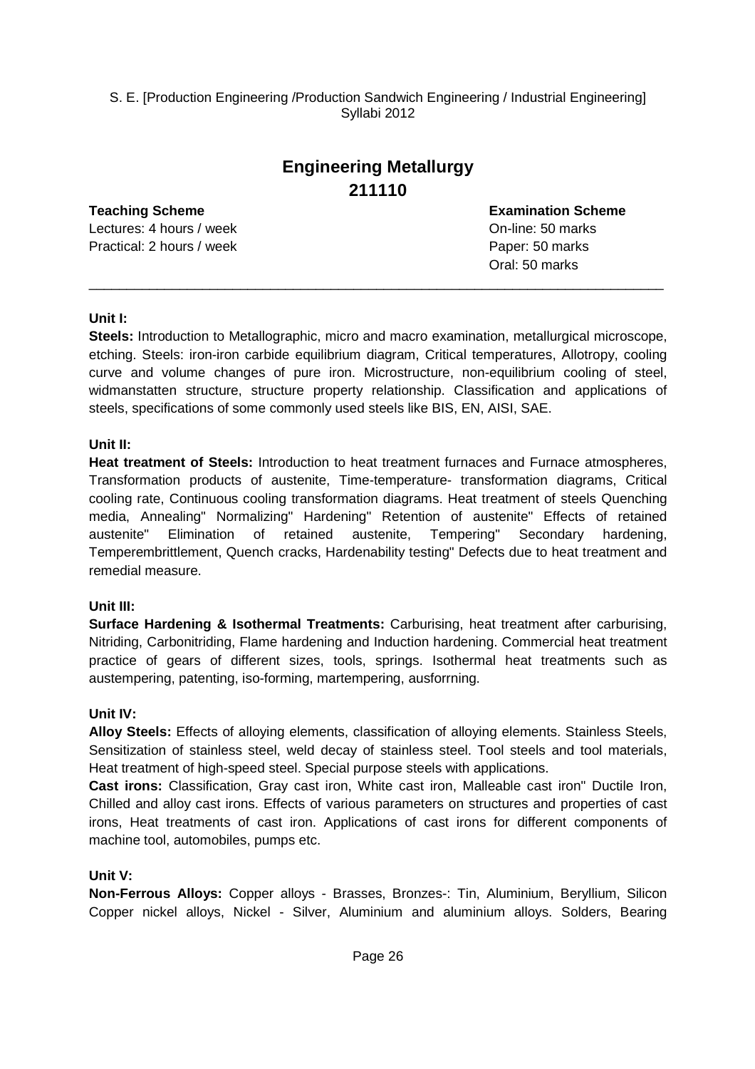S. E. [Production Engineering /Production Sandwich Engineering / Industrial Engineering] Syllabi 2012

# Engineering Metallurgy
## 211110

| **Teaching Scheme** | **Examination Scheme** |
|---|---|
| Lectures: 4 hours / week | On-line: 50 marks |
| Practical: 2 hours / week | Paper: 50 marks |
| | Oral: 50 marks |

---

**Unit I:**

**Steels:** Introduction to Metallographic, micro and macro examination, metallurgical microscope, etching. Steels: iron-iron carbide equilibrium diagram, Critical temperatures, Allotropy, cooling curve and volume changes of pure iron. Microstructure, non-equilibrium cooling of steel, widmanstatten structure, structure property relationship. Classification and applications of steels, specifications of some commonly used steels like BIS, EN, AISI, SAE.

**Unit II:**

**Heat treatment of Steels:** Introduction to heat treatment furnaces and Furnace atmospheres, Transformation products of austenite, Time-temperature- transformation diagrams, Critical cooling rate, Continuous cooling transformation diagrams. Heat treatment of steels Quenching media, Annealing" Normalizing" Hardening" Retention of austenite" Effects of retained austenite" Elimination of retained austenite, Tempering" Secondary hardening, Temperembrittlement, Quench cracks, Hardenability testing" Defects due to heat treatment and remedial measure.

**Unit III:**

**Surface Hardening & Isothermal Treatments:** Carburising, heat treatment after carburising, Nitriding, Carbonitriding, Flame hardening and Induction hardening. Commercial heat treatment practice of gears of different sizes, tools, springs. Isothermal heat treatments such as austempering, patenting, iso-forming, martempering, ausforrning.

**Unit IV:**

**Alloy Steels:** Effects of alloying elements, classification of alloying elements. Stainless Steels, Sensitization of stainless steel, weld decay of stainless steel. Tool steels and tool materials, Heat treatment of high-speed steel. Special purpose steels with applications.

**Cast irons:** Classification, Gray cast iron, White cast iron, Malleable cast iron" Ductile Iron, Chilled and alloy cast irons. Effects of various parameters on structures and properties of cast irons, Heat treatments of cast iron. Applications of cast irons for different components of machine tool, automobiles, pumps etc.

**Unit V:**

**Non-Ferrous Alloys:** Copper alloys - Brasses, Bronzes-: Tin, Aluminium, Beryllium, Silicon Copper nickel alloys, Nickel - Silver, Aluminium and aluminium alloys. Solders, Bearing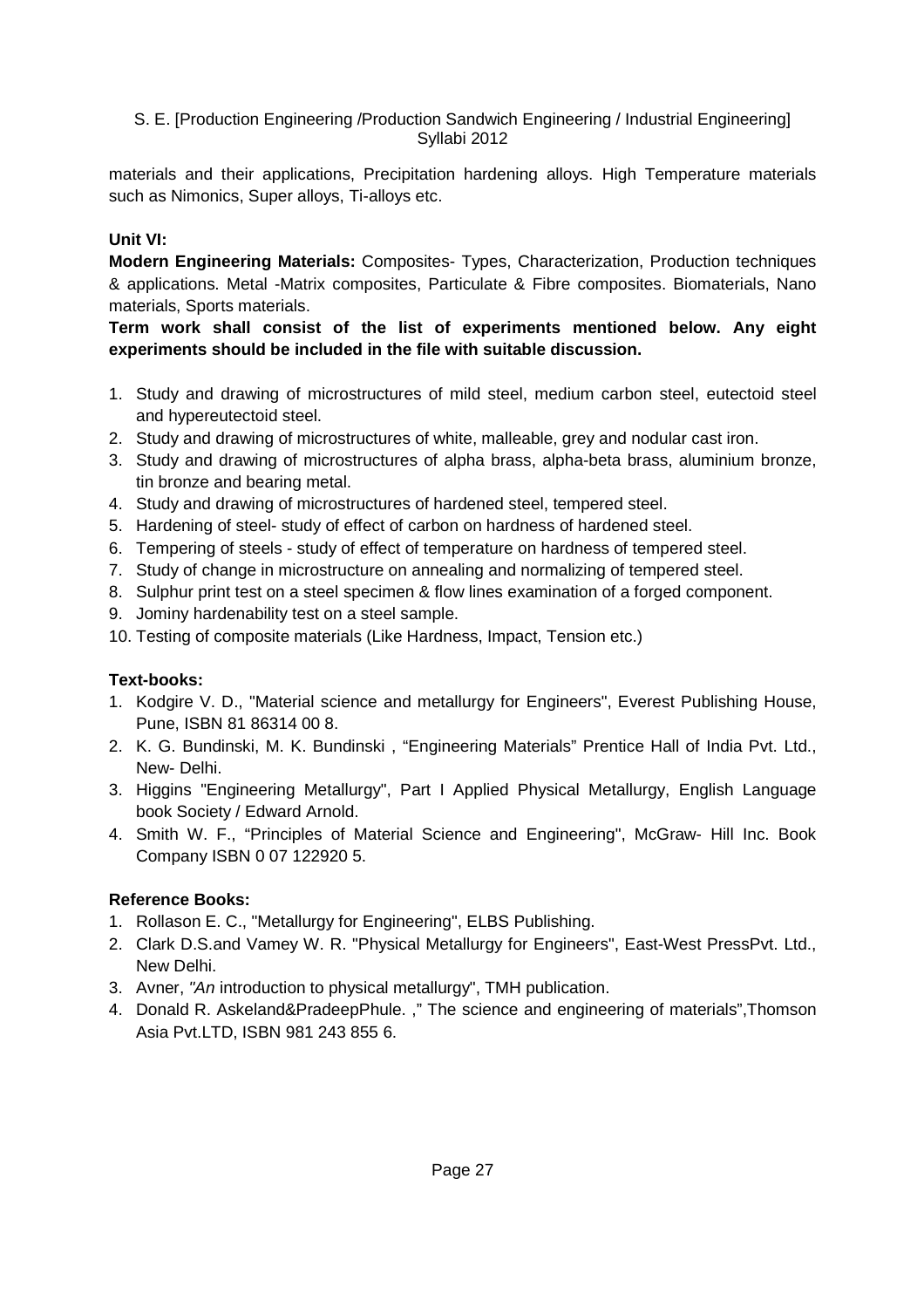materials and their applications, Precipitation hardening alloys. High Temperature materials such as Nimonics, Super alloys, Ti-alloys etc.

**Unit VI:**

**Modern Engineering Materials:** Composites- Types, Characterization, Production techniques & applications. Metal -Matrix composites, Particulate & Fibre composites. Biomaterials, Nano materials, Sports materials.

**Term work shall consist of the list of experiments mentioned below. Any eight experiments should be included in the file with suitable discussion.**

1. Study and drawing of microstructures of mild steel, medium carbon steel, eutectoid steel and hypereutectoid steel.
2. Study and drawing of microstructures of white, malleable, grey and nodular cast iron.
3. Study and drawing of microstructures of alpha brass, alpha-beta brass, aluminium bronze, tin bronze and bearing metal.
4. Study and drawing of microstructures of hardened steel, tempered steel.
5. Hardening of steel- study of effect of carbon on hardness of hardened steel.
6. Tempering of steels - study of effect of temperature on hardness of tempered steel.
7. Study of change in microstructure on annealing and normalizing of tempered steel.
8. Sulphur print test on a steel specimen & flow lines examination of a forged component.
9. Jominy hardenability test on a steel sample.
10. Testing of composite materials (Like Hardness, Impact, Tension etc.)

**Text-books:**

1. Kodgire V. D., "Material science and metallurgy for Engineers", Everest Publishing House, Pune, ISBN 81 86314 00 8.
2. K. G. Bundinski, M. K. Bundinski , “Engineering Materials” Prentice Hall of India Pvt. Ltd., New- Delhi.
3. Higgins "Engineering Metallurgy", Part I Applied Physical Metallurgy, English Language book Society / Edward Arnold.
4. Smith W. F., “Principles of Material Science and Engineering", McGraw- Hill Inc. Book Company ISBN 0 07 122920 5.

**Reference Books:**

1. Rollason E. C., "Metallurgy for Engineering", ELBS Publishing.
2. Clark D.S.and Vamey W. R. "Physical Metallurgy for Engineers", East-West PressPvt. Ltd., New Delhi.
3. Avner, *"An* introduction to physical metallurgy", TMH publication.
4. Donald R. Askeland&PradeepPhule. ," The science and engineering of materials”,Thomson Asia Pvt.LTD, ISBN 981 243 855 6.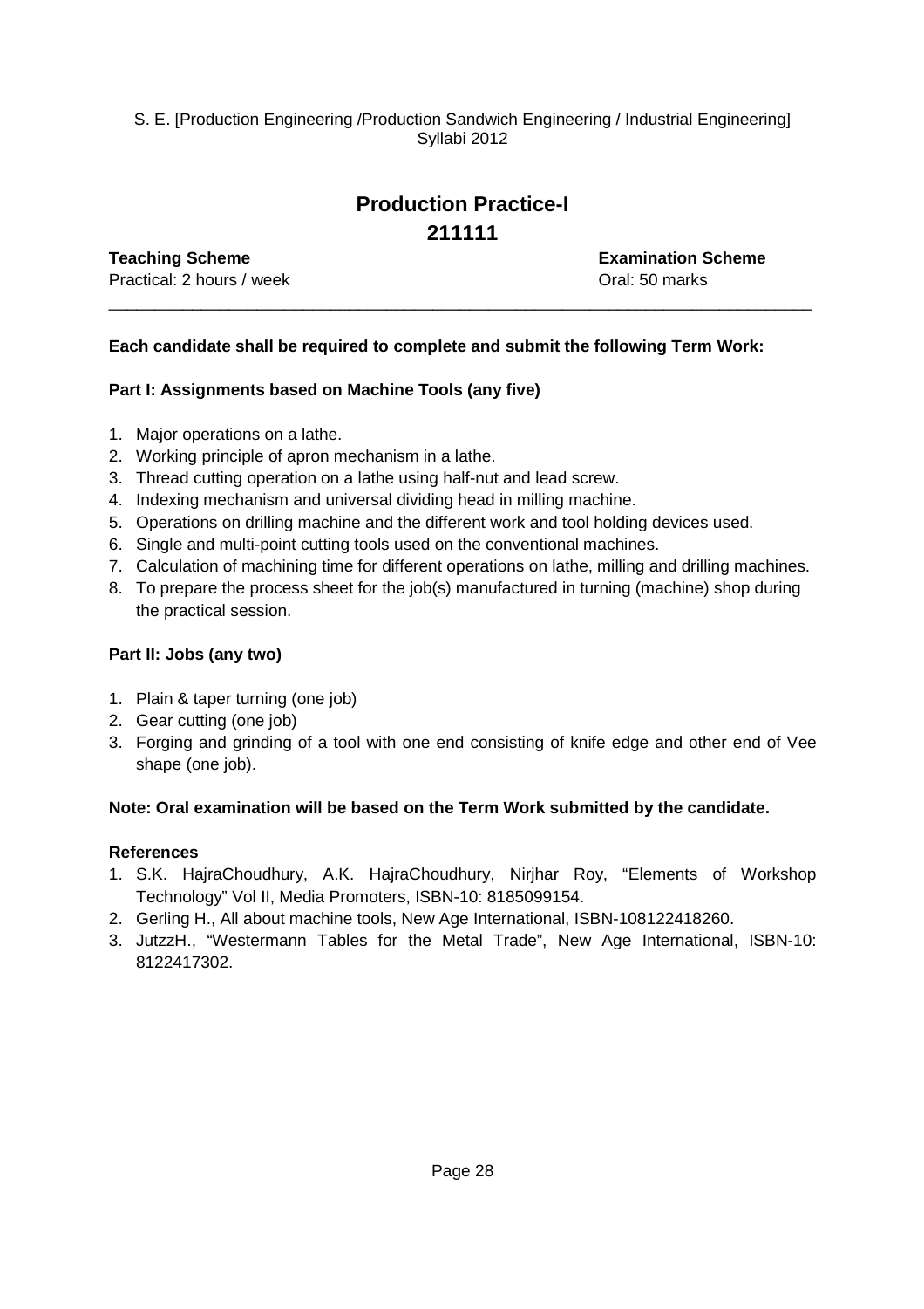# Production Practice-I
## 211111

**Teaching Scheme**
Practical: 2 hours / week

**Examination Scheme**
Oral: 50 marks

---

**Each candidate shall be required to complete and submit the following Term Work:**

**Part I: Assignments based on Machine Tools (any five)**

1. Major operations on a lathe.
2. Working principle of apron mechanism in a lathe.
3. Thread cutting operation on a lathe using half-nut and lead screw.
4. Indexing mechanism and universal dividing head in milling machine.
5. Operations on drilling machine and the different work and tool holding devices used.
6. Single and multi-point cutting tools used on the conventional machines.
7. Calculation of machining time for different operations on lathe, milling and drilling machines.
8. To prepare the process sheet for the job(s) manufactured in turning (machine) shop during the practical session.

**Part II: Jobs (any two)**

1. Plain & taper turning (one job)
2. Gear cutting (one job)
3. Forging and grinding of a tool with one end consisting of knife edge and other end of Vee shape (one job).

**Note: Oral examination will be based on the Term Work submitted by the candidate.**

**References**

1. S.K. HajraChoudhury, A.K. HajraChoudhury, Nirjhar Roy, "Elements of Workshop Technology" Vol II, Media Promoters, ISBN-10: 8185099154.
2. Gerling H., All about machine tools, New Age International, ISBN-108122418260.
3. JutzzH., "Westermann Tables for the Metal Trade", New Age International, ISBN-10: 8122417302.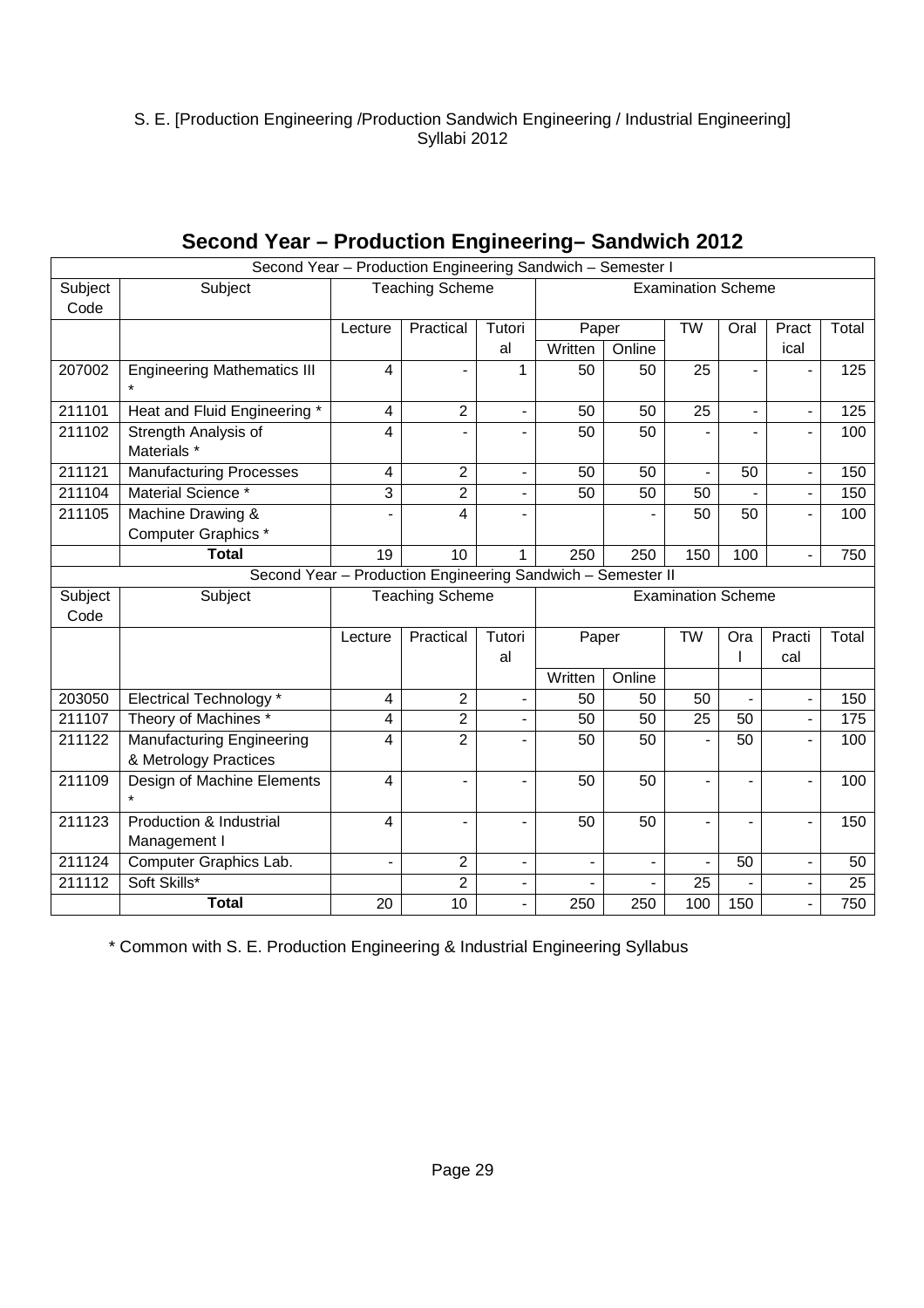S. E. [Production Engineering /Production Sandwich Engineering / Industrial Engineering] Syllabi 2012

## Second Year – Production Engineering– Sandwich 2012

| Second Year – Production Engineering Sandwich – Semester I | | | | | | | | | | |
|---|---|---|---|---|---|---|---|---|---|---|
| Subject Code | Subject | Teaching Scheme | | | Examination Scheme | | | | | |
| | | Lecture | Practical | Tutorial | Paper | | TW | Oral | Practical | Total |
| | | | | | Written | Online | | | | |
| 207002 | Engineering Mathematics III * | 4 | - | 1 | 50 | 50 | 25 | - | - | 125 |
| 211101 | Heat and Fluid Engineering * | 4 | 2 | - | 50 | 50 | 25 | - | - | 125 |
| 211102 | Strength Analysis of Materials * | 4 | - | - | 50 | 50 | - | - | - | 100 |
| 211121 | Manufacturing Processes | 4 | 2 | - | 50 | 50 | - | 50 | - | 150 |
| 211104 | Material Science * | 3 | 2 | - | 50 | 50 | 50 | - | - | 150 |
| 211105 | Machine Drawing & Computer Graphics * | - | 4 | - | | - | 50 | 50 | - | 100 |
| | **Total** | 19 | 10 | 1 | 250 | 250 | 150 | 100 | - | 750 |

| Second Year – Production Engineering Sandwich – Semester II | | | | | | | | | | |
|---|---|---|---|---|---|---|---|---|---|---|
| Subject Code | Subject | Teaching Scheme | | | Examination Scheme | | | | | |
| | | Lecture | Practical | Tutorial | Paper | | TW | Oral | Practical | Total |
| | | | | | Written | Online | | | | |
| 203050 | Electrical Technology * | 4 | 2 | - | 50 | 50 | 50 | - | - | 150 |
| 211107 | Theory of Machines * | 4 | 2 | - | 50 | 50 | 25 | 50 | - | 175 |
| 211122 | Manufacturing Engineering & Metrology Practices | 4 | 2 | - | 50 | 50 | - | 50 | - | 100 |
| 211109 | Design of Machine Elements * | 4 | - | - | 50 | 50 | - | - | - | 100 |
| 211123 | Production & Industrial Management I | 4 | - | - | 50 | 50 | - | - | - | 150 |
| 211124 | Computer Graphics Lab. | - | 2 | - | - | - | - | 50 | - | 50 |
| 211112 | Soft Skills* | | 2 | - | - | - | 25 | - | - | 25 |
| | **Total** | 20 | 10 | - | 250 | 250 | 100 | 150 | - | 750 |

\* Common with S. E. Production Engineering & Industrial Engineering Syllabus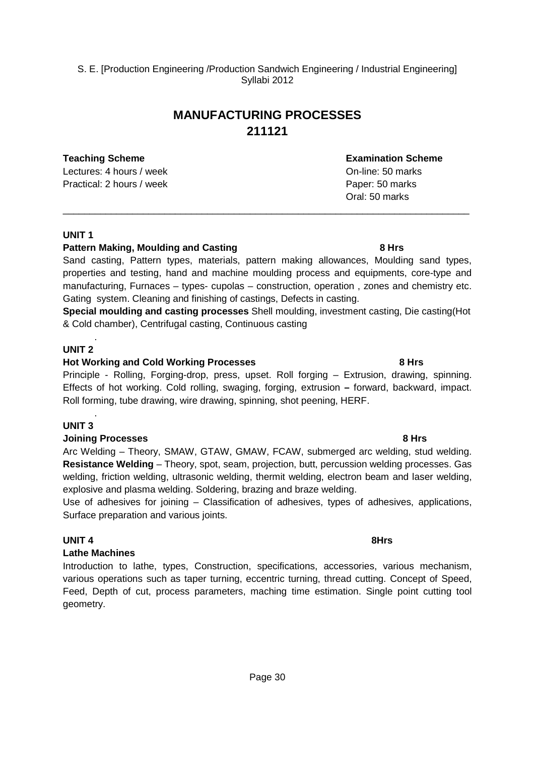S. E. [Production Engineering /Production Sandwich Engineering / Industrial Engineering] Syllabi 2012

# MANUFACTURING PROCESSES
# 211121

| **Teaching Scheme** | **Examination Scheme** |
|---|---|
| Lectures: 4 hours / week | On-line: 50 marks |
| Practical: 2 hours / week | Paper: 50 marks |
| | Oral: 50 marks |

---

**UNIT 1**

**Pattern Making, Moulding and Casting** **8 Hrs**

Sand casting, Pattern types, materials, pattern making allowances, Moulding sand types, properties and testing, hand and machine moulding process and equipments, core-type and manufacturing, Furnaces – types- cupolas – construction, operation , zones and chemistry etc. Gating system. Cleaning and finishing of castings, Defects in casting.

**Special moulding and casting processes** Shell moulding, investment casting, Die casting(Hot & Cold chamber), Centrifugal casting, Continuous casting

.

**UNIT 2**

**Hot Working and Cold Working Processes** **8 Hrs**

Principle - Rolling, Forging-drop, press, upset. Roll forging – Extrusion, drawing, spinning. Effects of hot working. Cold rolling, swaging, forging, extrusion **–** forward, backward, impact. Roll forming, tube drawing, wire drawing, spinning, shot peening, HERF.

.

**UNIT 3**

**Joining Processes** **8 Hrs**

Arc Welding – Theory, SMAW, GTAW, GMAW, FCAW, submerged arc welding, stud welding. **Resistance Welding** – Theory, spot, seam, projection, butt, percussion welding processes. Gas welding, friction welding, ultrasonic welding, thermit welding, electron beam and laser welding, explosive and plasma welding. Soldering, brazing and braze welding.

Use of adhesives for joining – Classification of adhesives, types of adhesives, applications, Surface preparation and various joints.

**UNIT 4** **8Hrs**

**Lathe Machines**

Introduction to lathe, types, Construction, specifications, accessories, various mechanism, various operations such as taper turning, eccentric turning, thread cutting. Concept of Speed, Feed, Depth of cut, process parameters, maching time estimation. Single point cutting tool geometry.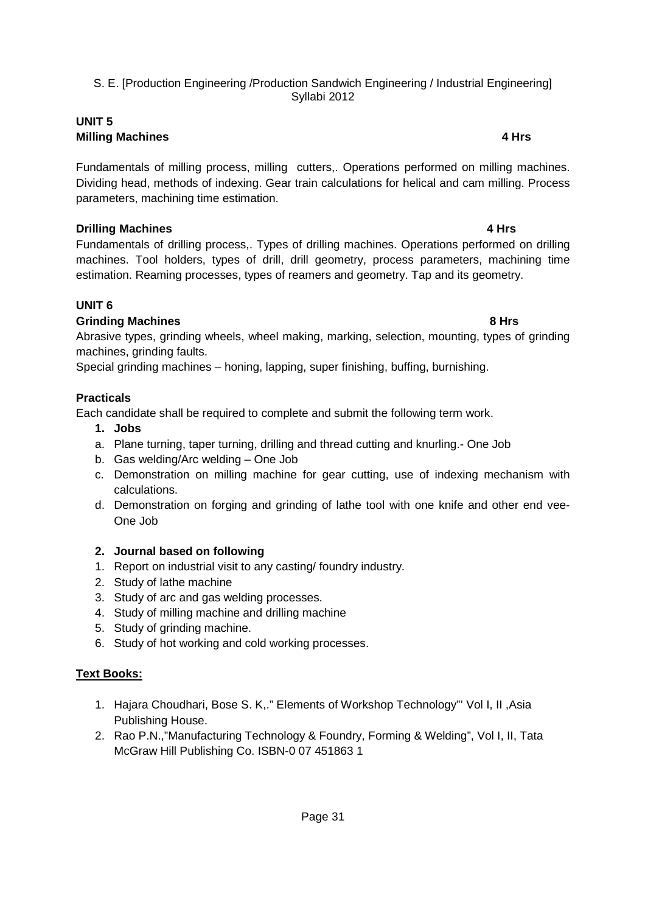## UNIT 5

### Milling Machines — 4 Hrs

Fundamentals of milling process, milling cutters,. Operations performed on milling machines. Dividing head, methods of indexing. Gear train calculations for helical and cam milling. Process parameters, machining time estimation.

### Drilling Machines — 4 Hrs

Fundamentals of drilling process,. Types of drilling machines. Operations performed on drilling machines. Tool holders, types of drill, drill geometry, process parameters, machining time estimation. Reaming processes, types of reamers and geometry. Tap and its geometry.

## UNIT 6

### Grinding Machines — 8 Hrs

Abrasive types, grinding wheels, wheel making, marking, selection, mounting, types of grinding machines, grinding faults.

Special grinding machines – honing, lapping, super finishing, buffing, burnishing.

### Practicals

Each candidate shall be required to complete and submit the following term work.

1. **Jobs**

a. Plane turning, taper turning, drilling and thread cutting and knurling.- One Job
b. Gas welding/Arc welding – One Job
c. Demonstration on milling machine for gear cutting, use of indexing mechanism with calculations.
d. Demonstration on forging and grinding of lathe tool with one knife and other end vee- One Job

2. **Journal based on following**

1. Report on industrial visit to any casting/ foundry industry.
2. Study of lathe machine
3. Study of arc and gas welding processes.
4. Study of milling machine and drilling machine
5. Study of grinding machine.
6. Study of hot working and cold working processes.

### Text Books:

1. Hajara Choudhari, Bose S. K,." Elements of Workshop Technology"' Vol I, II ,Asia Publishing House.
2. Rao P.N.,"Manufacturing Technology & Foundry, Forming & Welding", Vol I, II, Tata McGraw Hill Publishing Co. ISBN-0 07 451863 1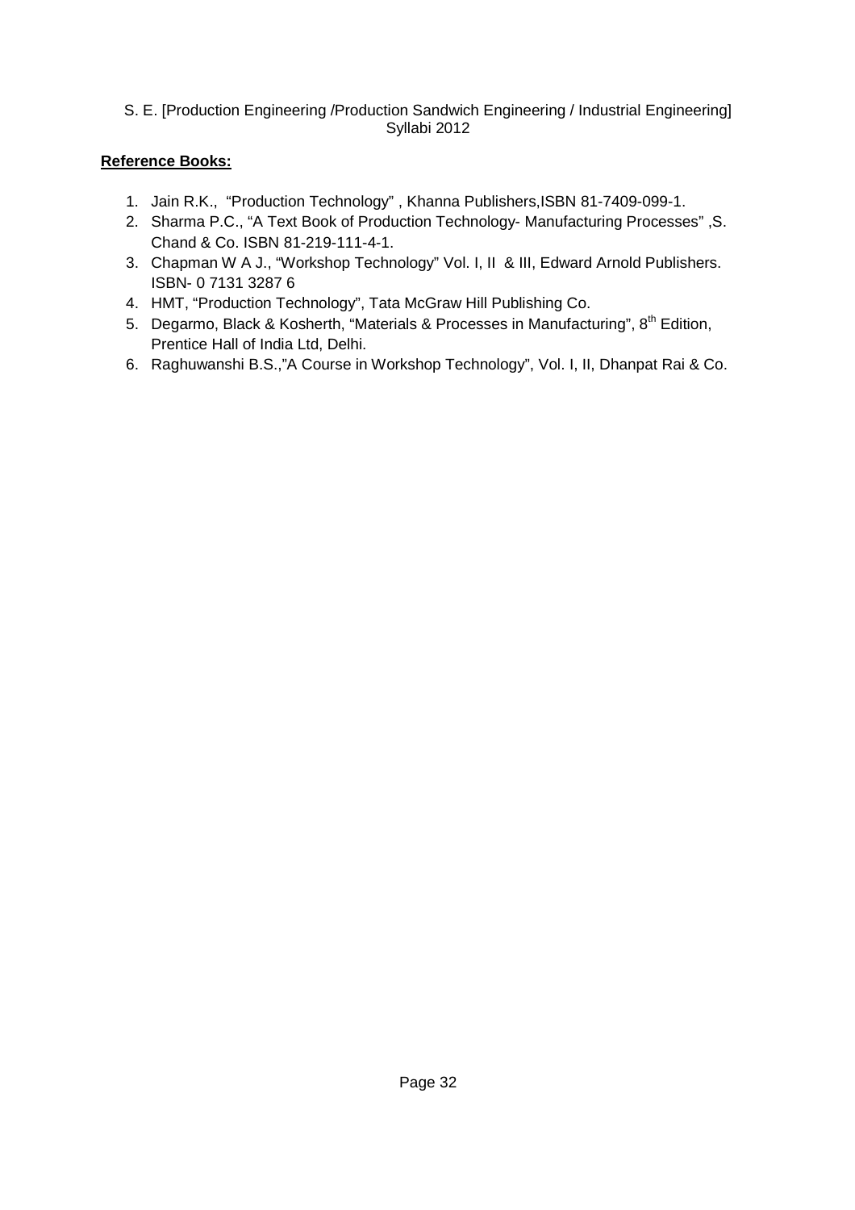**Reference Books:**

1. Jain R.K., "Production Technology" , Khanna Publishers,ISBN 81-7409-099-1.
2. Sharma P.C., "A Text Book of Production Technology- Manufacturing Processes" ,S. Chand & Co. ISBN 81-219-111-4-1.
3. Chapman W A J., "Workshop Technology" Vol. I, II & III, Edward Arnold Publishers. ISBN- 0 7131 3287 6
4. HMT, "Production Technology", Tata McGraw Hill Publishing Co.
5. Degarmo, Black & Kosherth, "Materials & Processes in Manufacturing", 8th Edition, Prentice Hall of India Ltd, Delhi.
6. Raghuwanshi B.S.,"A Course in Workshop Technology", Vol. I, II, Dhanpat Rai & Co.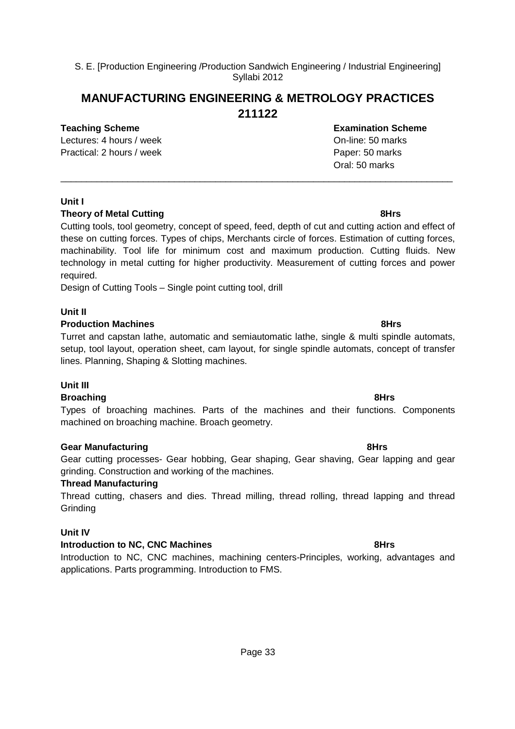S. E. [Production Engineering /Production Sandwich Engineering / Industrial Engineering] Syllabi 2012

# MANUFACTURING ENGINEERING & METROLOGY PRACTICES 211122

**Teaching Scheme**

Lectures: 4 hours / week
Practical: 2 hours / week

**Examination Scheme**

On-line: 50 marks
Paper: 50 marks
Oral: 50 marks

---

**Unit I**

**Theory of Metal Cutting** **8Hrs**

Cutting tools, tool geometry, concept of speed, feed, depth of cut and cutting action and effect of these on cutting forces. Types of chips, Merchants circle of forces. Estimation of cutting forces, machinability. Tool life for minimum cost and maximum production. Cutting fluids. New technology in metal cutting for higher productivity. Measurement of cutting forces and power required.

Design of Cutting Tools – Single point cutting tool, drill

**Unit II**

**Production Machines** **8Hrs**

Turret and capstan lathe, automatic and semiautomatic lathe, single & multi spindle automats, setup, tool layout, operation sheet, cam layout, for single spindle automats, concept of transfer lines. Planning, Shaping & Slotting machines.

**Unit III**

**Broaching** **8Hrs**

Types of broaching machines. Parts of the machines and their functions. Components machined on broaching machine. Broach geometry.

**Gear Manufacturing** **8Hrs**

Gear cutting processes- Gear hobbing, Gear shaping, Gear shaving, Gear lapping and gear grinding. Construction and working of the machines.

**Thread Manufacturing**

Thread cutting, chasers and dies. Thread milling, thread rolling, thread lapping and thread Grinding

**Unit IV**

**Introduction to NC, CNC Machines** **8Hrs**

Introduction to NC, CNC machines, machining centers-Principles, working, advantages and applications. Parts programming. Introduction to FMS.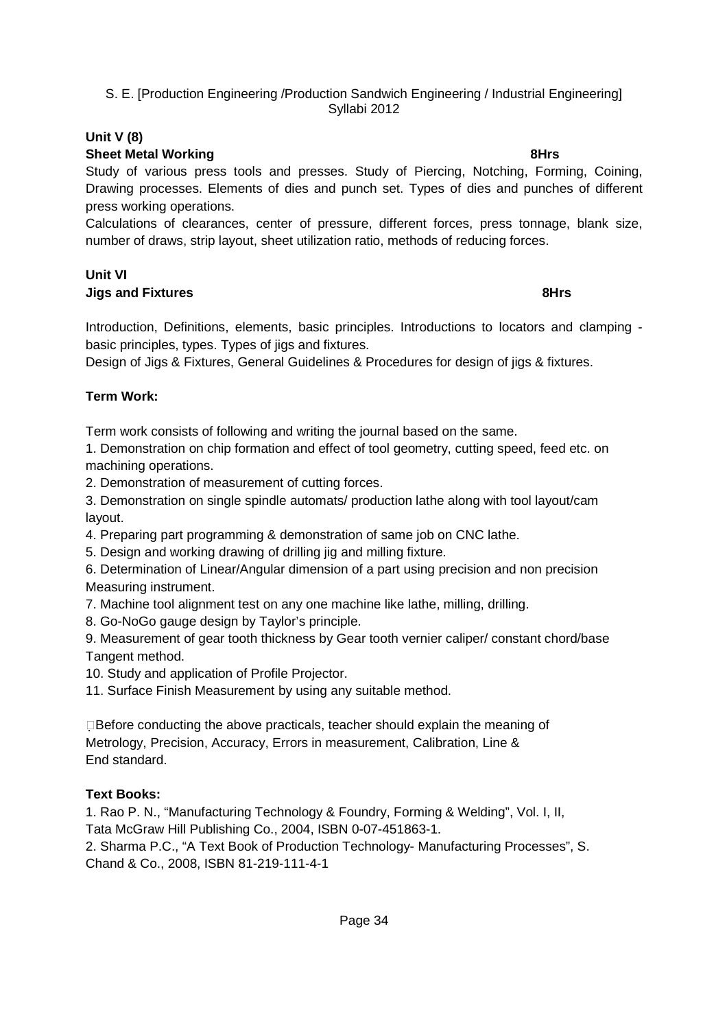### Unit V (8)

**Sheet Metal Working** **8Hrs**

Study of various press tools and presses. Study of Piercing, Notching, Forming, Coining, Drawing processes. Elements of dies and punch set. Types of dies and punches of different press working operations.

Calculations of clearances, center of pressure, different forces, press tonnage, blank size, number of draws, strip layout, sheet utilization ratio, methods of reducing forces.

### Unit VI

**Jigs and Fixtures** **8Hrs**

Introduction, Definitions, elements, basic principles. Introductions to locators and clamping - basic principles, types. Types of jigs and fixtures.

Design of Jigs & Fixtures, General Guidelines & Procedures for design of jigs & fixtures.

### Term Work:

Term work consists of following and writing the journal based on the same.

1. Demonstration on chip formation and effect of tool geometry, cutting speed, feed etc. on machining operations.
2. Demonstration of measurement of cutting forces.
3. Demonstration on single spindle automats/ production lathe along with tool layout/cam layout.
4. Preparing part programming & demonstration of same job on CNC lathe.
5. Design and working drawing of drilling jig and milling fixture.
6. Determination of Linear/Angular dimension of a part using precision and non precision Measuring instrument.
7. Machine tool alignment test on any one machine like lathe, milling, drilling.
8. Go-NoGo gauge design by Taylor's principle.
9. Measurement of gear tooth thickness by Gear tooth vernier caliper/ constant chord/base Tangent method.
10. Study and application of Profile Projector.
11. Surface Finish Measurement by using any suitable method.

Before conducting the above practicals, teacher should explain the meaning of Metrology, Precision, Accuracy, Errors in measurement, Calibration, Line & End standard.

### Text Books:

1. Rao P. N., "Manufacturing Technology & Foundry, Forming & Welding", Vol. I, II, Tata McGraw Hill Publishing Co., 2004, ISBN 0-07-451863-1.
2. Sharma P.C., "A Text Book of Production Technology- Manufacturing Processes", S. Chand & Co., 2008, ISBN 81-219-111-4-1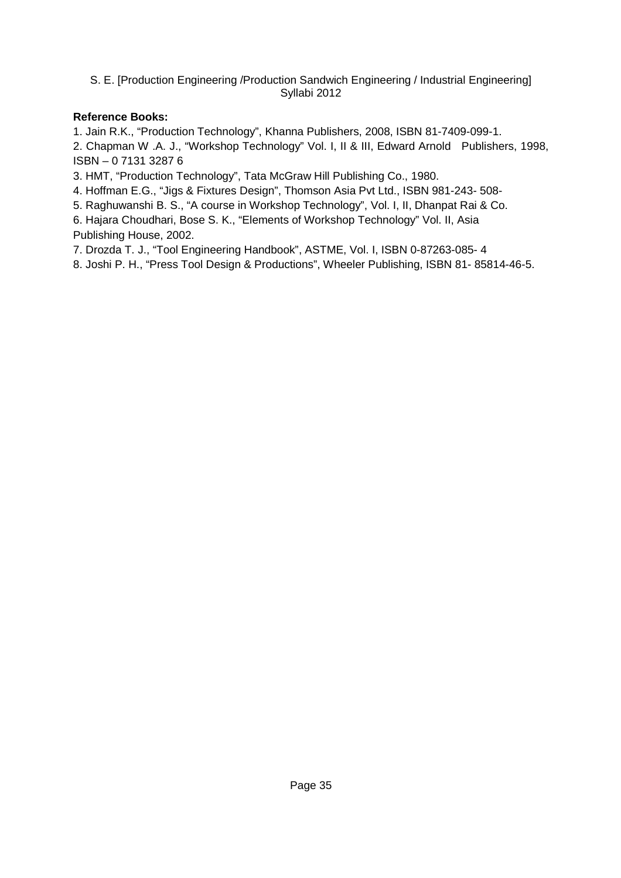**Reference Books:**

1. Jain R.K., "Production Technology", Khanna Publishers, 2008, ISBN 81-7409-099-1.
2. Chapman W .A. J., "Workshop Technology" Vol. I, II & III, Edward Arnold Publishers, 1998, ISBN – 0 7131 3287 6
3. HMT, "Production Technology", Tata McGraw Hill Publishing Co., 1980.
4. Hoffman E.G., "Jigs & Fixtures Design", Thomson Asia Pvt Ltd., ISBN 981-243- 508-
5. Raghuwanshi B. S., "A course in Workshop Technology", Vol. I, II, Dhanpat Rai & Co.
6. Hajara Choudhari, Bose S. K., "Elements of Workshop Technology" Vol. II, Asia Publishing House, 2002.
7. Drozda T. J., "Tool Engineering Handbook", ASTME, Vol. I, ISBN 0-87263-085- 4
8. Joshi P. H., "Press Tool Design & Productions", Wheeler Publishing, ISBN 81- 85814-46-5.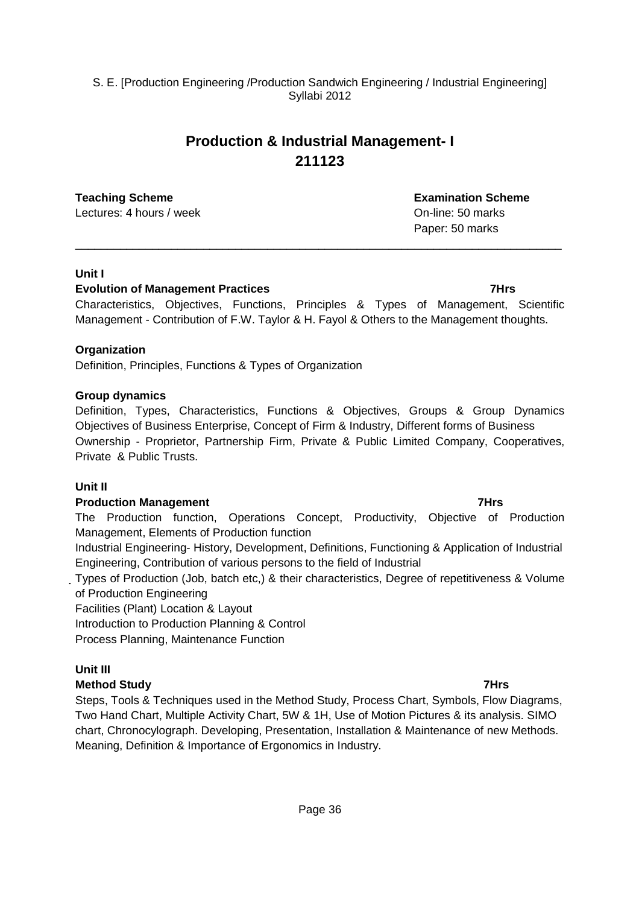S. E. [Production Engineering /Production Sandwich Engineering / Industrial Engineering]
Syllabi 2012

# Production & Industrial Management- I
# 211123

**Teaching Scheme**
Lectures: 4 hours / week

**Examination Scheme**
On-line: 50 marks
Paper: 50 marks

---

**Unit I**

**Evolution of Management Practices** **7Hrs**

Characteristics, Objectives, Functions, Principles & Types of Management, Scientific Management - Contribution of F.W. Taylor & H. Fayol & Others to the Management thoughts.

**Organization**

Definition, Principles, Functions & Types of Organization

**Group dynamics**

Definition, Types, Characteristics, Functions & Objectives, Groups & Group Dynamics Objectives of Business Enterprise, Concept of Firm & Industry, Different forms of Business Ownership - Proprietor, Partnership Firm, Private & Public Limited Company, Cooperatives, Private & Public Trusts.

**Unit II**

**Production Management** **7Hrs**

The Production function, Operations Concept, Productivity, Objective of Production Management, Elements of Production function

Industrial Engineering- History, Development, Definitions, Functioning & Application of Industrial Engineering, Contribution of various persons to the field of Industrial

Types of Production (Job, batch etc,) & their characteristics, Degree of repetitiveness & Volume of Production Engineering

Facilities (Plant) Location & Layout

Introduction to Production Planning & Control

Process Planning, Maintenance Function

**Unit III**

**Method Study** **7Hrs**

Steps, Tools & Techniques used in the Method Study, Process Chart, Symbols, Flow Diagrams, Two Hand Chart, Multiple Activity Chart, 5W & 1H, Use of Motion Pictures & its analysis. SIMO chart, Chronocylograph. Developing, Presentation, Installation & Maintenance of new Methods. Meaning, Definition & Importance of Ergonomics in Industry.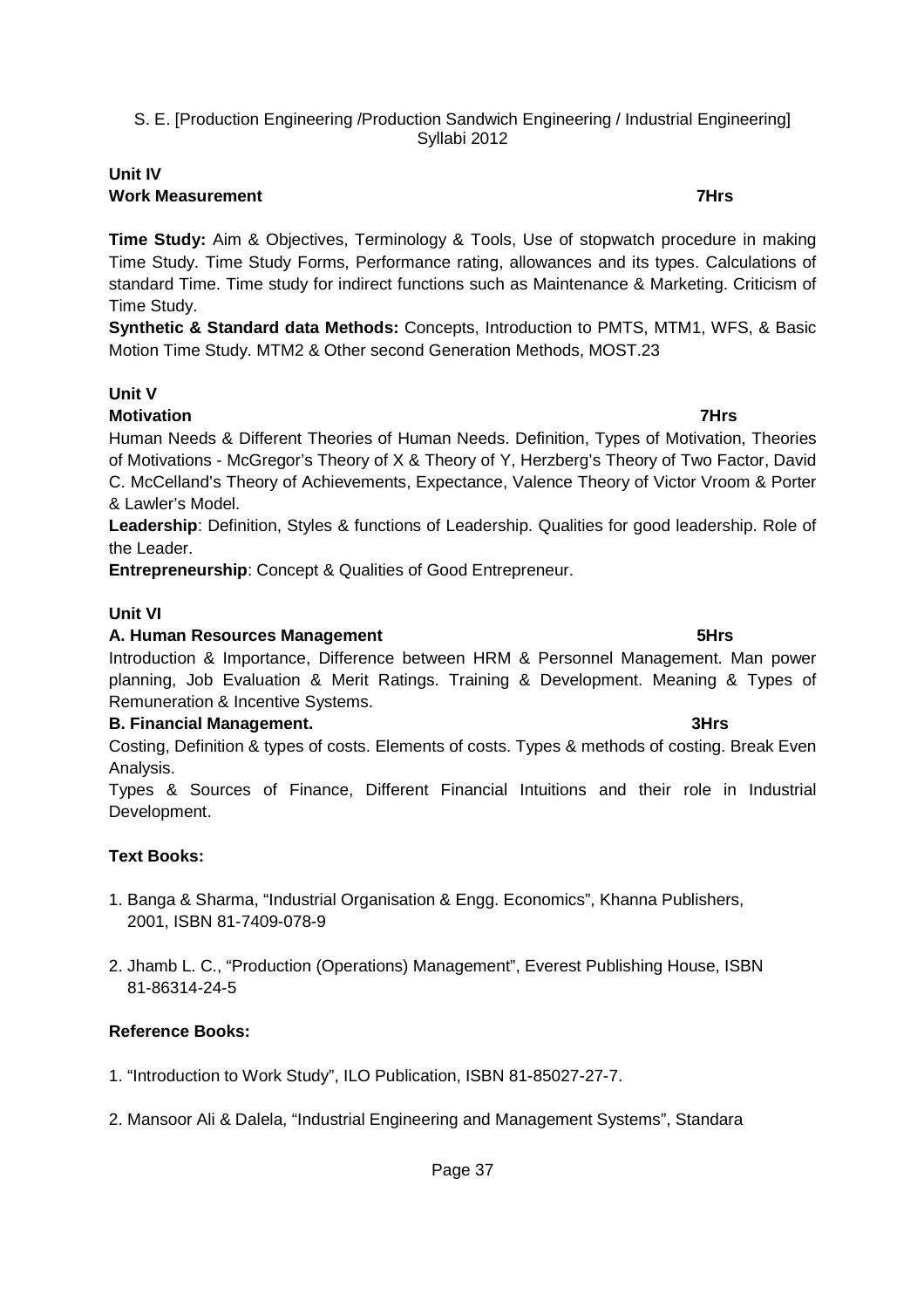## Unit IV

### Work Measurement 7Hrs

**Time Study:** Aim & Objectives, Terminology & Tools, Use of stopwatch procedure in making Time Study. Time Study Forms, Performance rating, allowances and its types. Calculations of standard Time. Time study for indirect functions such as Maintenance & Marketing. Criticism of Time Study.

**Synthetic & Standard data Methods:** Concepts, Introduction to PMTS, MTM1, WFS, & Basic Motion Time Study. MTM2 & Other second Generation Methods, MOST.23

## Unit V

### Motivation 7Hrs

Human Needs & Different Theories of Human Needs. Definition, Types of Motivation, Theories of Motivations - McGregor's Theory of X & Theory of Y, Herzberg's Theory of Two Factor, David C. McCelland's Theory of Achievements, Expectance, Valence Theory of Victor Vroom & Porter & Lawler's Model.

**Leadership**: Definition, Styles & functions of Leadership. Qualities for good leadership. Role of the Leader.

**Entrepreneurship**: Concept & Qualities of Good Entrepreneur.

## Unit VI

### A. Human Resources Management 5Hrs

Introduction & Importance, Difference between HRM & Personnel Management. Man power planning, Job Evaluation & Merit Ratings. Training & Development. Meaning & Types of Remuneration & Incentive Systems.

### B. Financial Management. 3Hrs

Costing, Definition & types of costs. Elements of costs. Types & methods of costing. Break Even Analysis.

Types & Sources of Finance, Different Financial Intuitions and their role in Industrial Development.

### Text Books:

1. Banga & Sharma, "Industrial Organisation & Engg. Economics", Khanna Publishers, 2001, ISBN 81-7409-078-9
2. Jhamb L. C., "Production (Operations) Management", Everest Publishing House, ISBN 81-86314-24-5

### Reference Books:

1. "Introduction to Work Study", ILO Publication, ISBN 81-85027-27-7.
2. Mansoor Ali & Dalela, "Industrial Engineering and Management Systems", Standara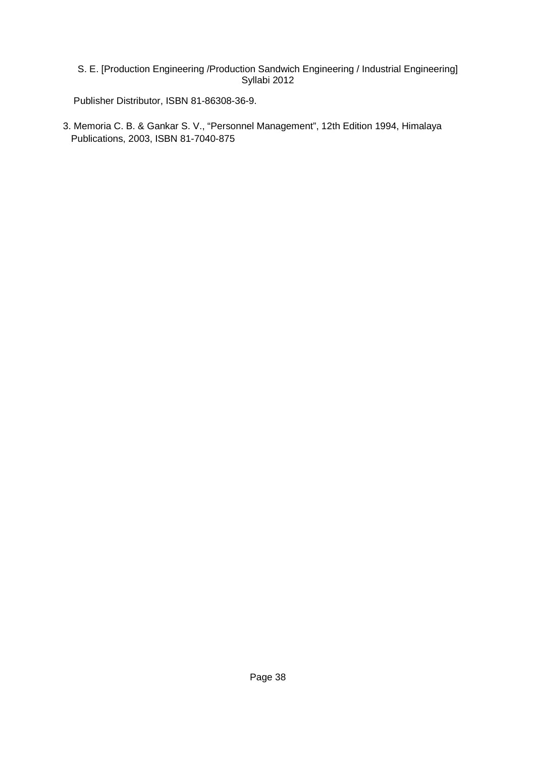Publisher Distributor, ISBN 81-86308-36-9.

3. Memoria C. B. & Gankar S. V., “Personnel Management”, 12th Edition 1994, Himalaya Publications, 2003, ISBN 81-7040-875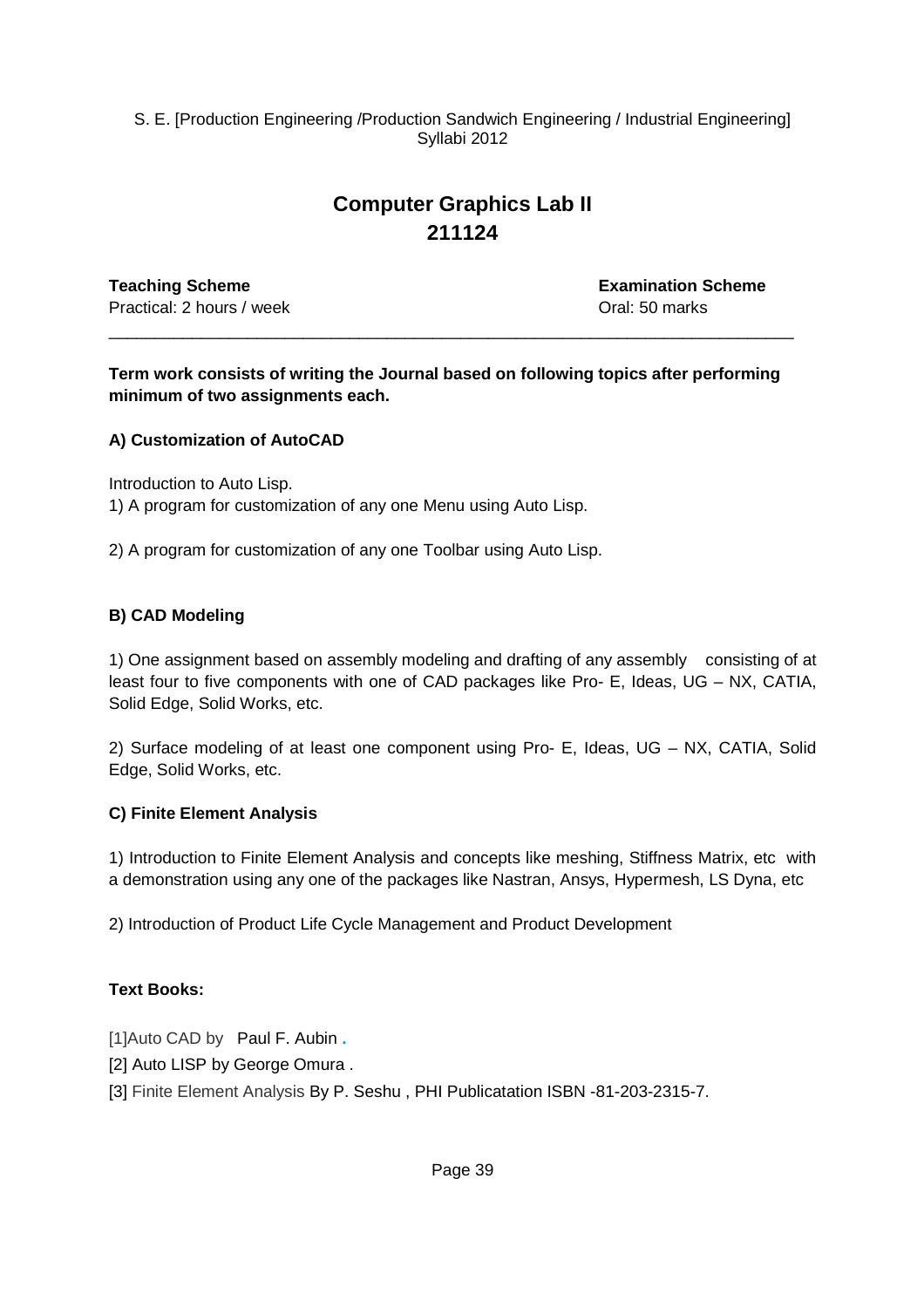S. E. [Production Engineering /Production Sandwich Engineering / Industrial Engineering]
Syllabi 2012

# Computer Graphics Lab II
# 211124

| **Teaching Scheme** | **Examination Scheme** |
|---|---|
| Practical: 2 hours / week | Oral: 50 marks |

---

**Term work consists of writing the Journal based on following topics after performing minimum of two assignments each.**

### A) Customization of AutoCAD

Introduction to Auto Lisp.

1) A program for customization of any one Menu using Auto Lisp.

2) A program for customization of any one Toolbar using Auto Lisp.

### B) CAD Modeling

1) One assignment based on assembly modeling and drafting of any assembly consisting of at least four to five components with one of CAD packages like Pro- E, Ideas, UG – NX, CATIA, Solid Edge, Solid Works, etc.

2) Surface modeling of at least one component using Pro- E, Ideas, UG – NX, CATIA, Solid Edge, Solid Works, etc.

### C) Finite Element Analysis

1) Introduction to Finite Element Analysis and concepts like meshing, Stiffness Matrix, etc with a demonstration using any one of the packages like Nastran, Ansys, Hypermesh, LS Dyna, etc

2) Introduction of Product Life Cycle Management and Product Development

### Text Books:

[1]Auto CAD by Paul F. Aubin .

[2] Auto LISP by George Omura .

[3] Finite Element Analysis By P. Seshu , PHI Publicatation ISBN -81-203-2315-7.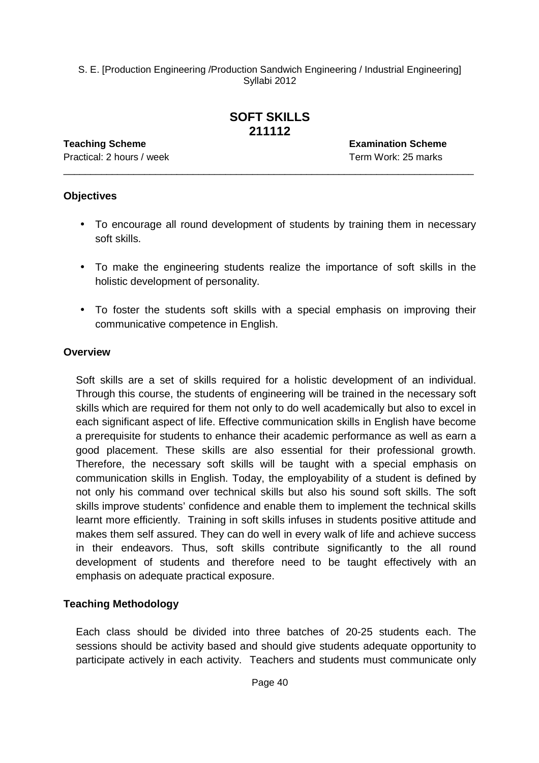# SOFT SKILLS
## 211112

**Teaching Scheme**
Practical: 2 hours / week

**Examination Scheme**
Term Work: 25 marks

---

### Objectives

- To encourage all round development of students by training them in necessary soft skills.
- To make the engineering students realize the importance of soft skills in the holistic development of personality.
- To foster the students soft skills with a special emphasis on improving their communicative competence in English.

### Overview

Soft skills are a set of skills required for a holistic development of an individual. Through this course, the students of engineering will be trained in the necessary soft skills which are required for them not only to do well academically but also to excel in each significant aspect of life. Effective communication skills in English have become a prerequisite for students to enhance their academic performance as well as earn a good placement. These skills are also essential for their professional growth. Therefore, the necessary soft skills will be taught with a special emphasis on communication skills in English. Today, the employability of a student is defined by not only his command over technical skills but also his sound soft skills. The soft skills improve students' confidence and enable them to implement the technical skills learnt more efficiently. Training in soft skills infuses in students positive attitude and makes them self assured. They can do well in every walk of life and achieve success in their endeavors. Thus, soft skills contribute significantly to the all round development of students and therefore need to be taught effectively with an emphasis on adequate practical exposure.

### Teaching Methodology

Each class should be divided into three batches of 20-25 students each. The sessions should be activity based and should give students adequate opportunity to participate actively in each activity. Teachers and students must communicate only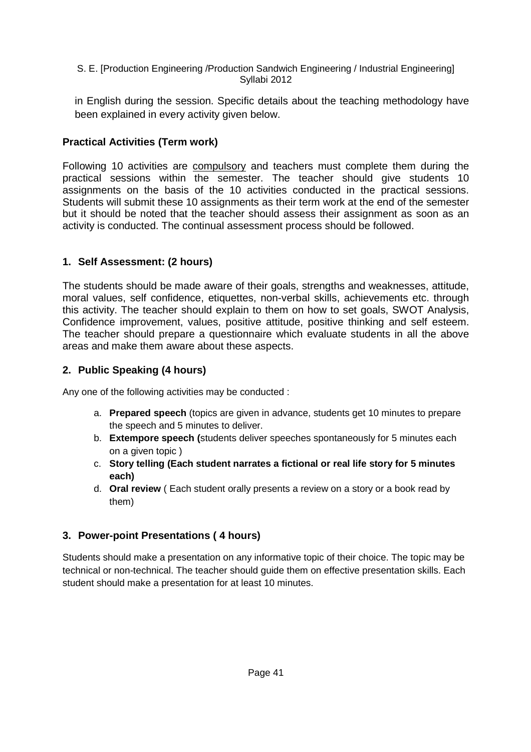in English during the session. Specific details about the teaching methodology have been explained in every activity given below.

**Practical Activities (Term work)**

Following 10 activities are compulsory and teachers must complete them during the practical sessions within the semester. The teacher should give students 10 assignments on the basis of the 10 activities conducted in the practical sessions. Students will submit these 10 assignments as their term work at the end of the semester but it should be noted that the teacher should assess their assignment as soon as an activity is conducted. The continual assessment process should be followed.

**1. Self Assessment: (2 hours)**

The students should be made aware of their goals, strengths and weaknesses, attitude, moral values, self confidence, etiquettes, non-verbal skills, achievements etc. through this activity. The teacher should explain to them on how to set goals, SWOT Analysis, Confidence improvement, values, positive attitude, positive thinking and self esteem. The teacher should prepare a questionnaire which evaluate students in all the above areas and make them aware about these aspects.

**2. Public Speaking (4 hours)**

Any one of the following activities may be conducted :

a. **Prepared speech** (topics are given in advance, students get 10 minutes to prepare the speech and 5 minutes to deliver.
b. **Extempore speech (**students deliver speeches spontaneously for 5 minutes each on a given topic )
c. **Story telling (Each student narrates a fictional or real life story for 5 minutes each)**
d. **Oral review** ( Each student orally presents a review on a story or a book read by them)

**3. Power-point Presentations ( 4 hours)**

Students should make a presentation on any informative topic of their choice. The topic may be technical or non-technical. The teacher should guide them on effective presentation skills. Each student should make a presentation for at least 10 minutes.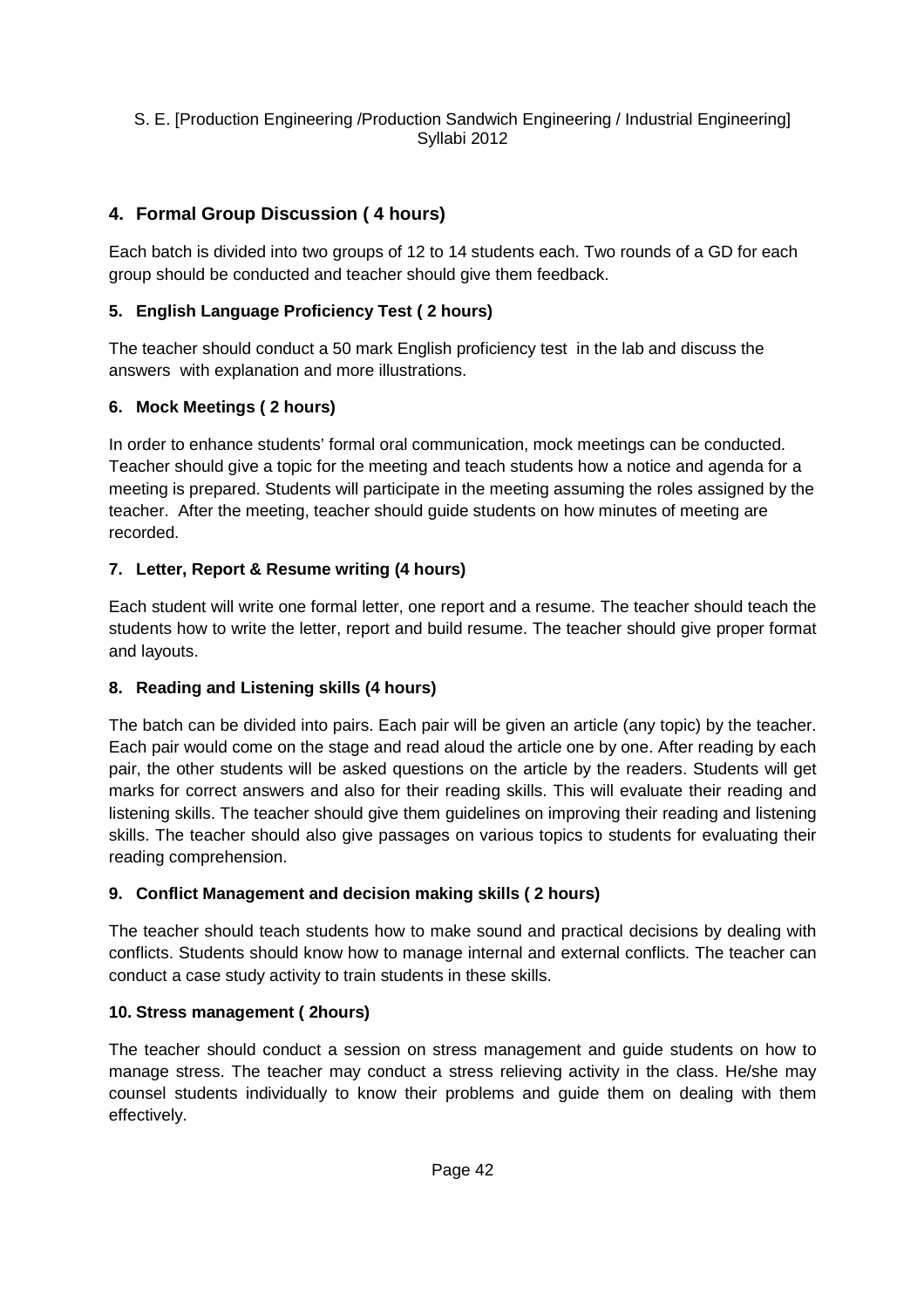## 4. Formal Group Discussion ( 4 hours)

Each batch is divided into two groups of 12 to 14 students each. Two rounds of a GD for each group should be conducted and teacher should give them feedback.

### 5. English Language Proficiency Test ( 2 hours)

The teacher should conduct a 50 mark English proficiency test in the lab and discuss the answers with explanation and more illustrations.

### 6. Mock Meetings ( 2 hours)

In order to enhance students' formal oral communication, mock meetings can be conducted. Teacher should give a topic for the meeting and teach students how a notice and agenda for a meeting is prepared. Students will participate in the meeting assuming the roles assigned by the teacher. After the meeting, teacher should guide students on how minutes of meeting are recorded.

### 7. Letter, Report & Resume writing (4 hours)

Each student will write one formal letter, one report and a resume. The teacher should teach the students how to write the letter, report and build resume. The teacher should give proper format and layouts.

### 8. Reading and Listening skills (4 hours)

The batch can be divided into pairs. Each pair will be given an article (any topic) by the teacher. Each pair would come on the stage and read aloud the article one by one. After reading by each pair, the other students will be asked questions on the article by the readers. Students will get marks for correct answers and also for their reading skills. This will evaluate their reading and listening skills. The teacher should give them guidelines on improving their reading and listening skills. The teacher should also give passages on various topics to students for evaluating their reading comprehension.

### 9. Conflict Management and decision making skills ( 2 hours)

The teacher should teach students how to make sound and practical decisions by dealing with conflicts. Students should know how to manage internal and external conflicts. The teacher can conduct a case study activity to train students in these skills.

### 10. Stress management ( 2hours)

The teacher should conduct a session on stress management and guide students on how to manage stress. The teacher may conduct a stress relieving activity in the class. He/she may counsel students individually to know their problems and guide them on dealing with them effectively.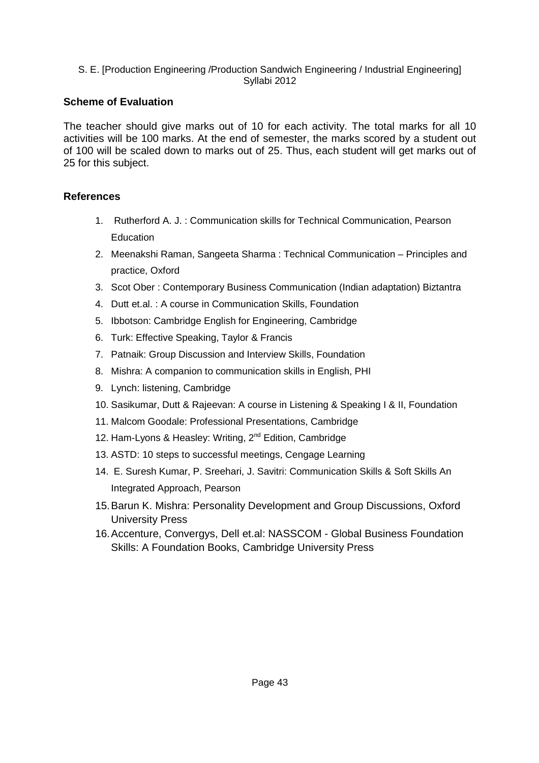## Scheme of Evaluation

The teacher should give marks out of 10 for each activity. The total marks for all 10 activities will be 100 marks. At the end of semester, the marks scored by a student out of 100 will be scaled down to marks out of 25. Thus, each student will get marks out of 25 for this subject.

## References

1. Rutherford A. J. : Communication skills for Technical Communication, Pearson Education
2. Meenakshi Raman, Sangeeta Sharma : Technical Communication – Principles and practice, Oxford
3. Scot Ober : Contemporary Business Communication (Indian adaptation) Biztantra
4. Dutt et.al. : A course in Communication Skills, Foundation
5. Ibbotson: Cambridge English for Engineering, Cambridge
6. Turk: Effective Speaking, Taylor & Francis
7. Patnaik: Group Discussion and Interview Skills, Foundation
8. Mishra: A companion to communication skills in English, PHI
9. Lynch: listening, Cambridge
10. Sasikumar, Dutt & Rajeevan: A course in Listening & Speaking I & II, Foundation
11. Malcom Goodale: Professional Presentations, Cambridge
12. Ham-Lyons & Heasley: Writing, 2nd Edition, Cambridge
13. ASTD: 10 steps to successful meetings, Cengage Learning
14. E. Suresh Kumar, P. Sreehari, J. Savitri: Communication Skills & Soft Skills An Integrated Approach, Pearson
15. Barun K. Mishra: Personality Development and Group Discussions, Oxford University Press
16. Accenture, Convergys, Dell et.al: NASSCOM - Global Business Foundation Skills: A Foundation Books, Cambridge University Press